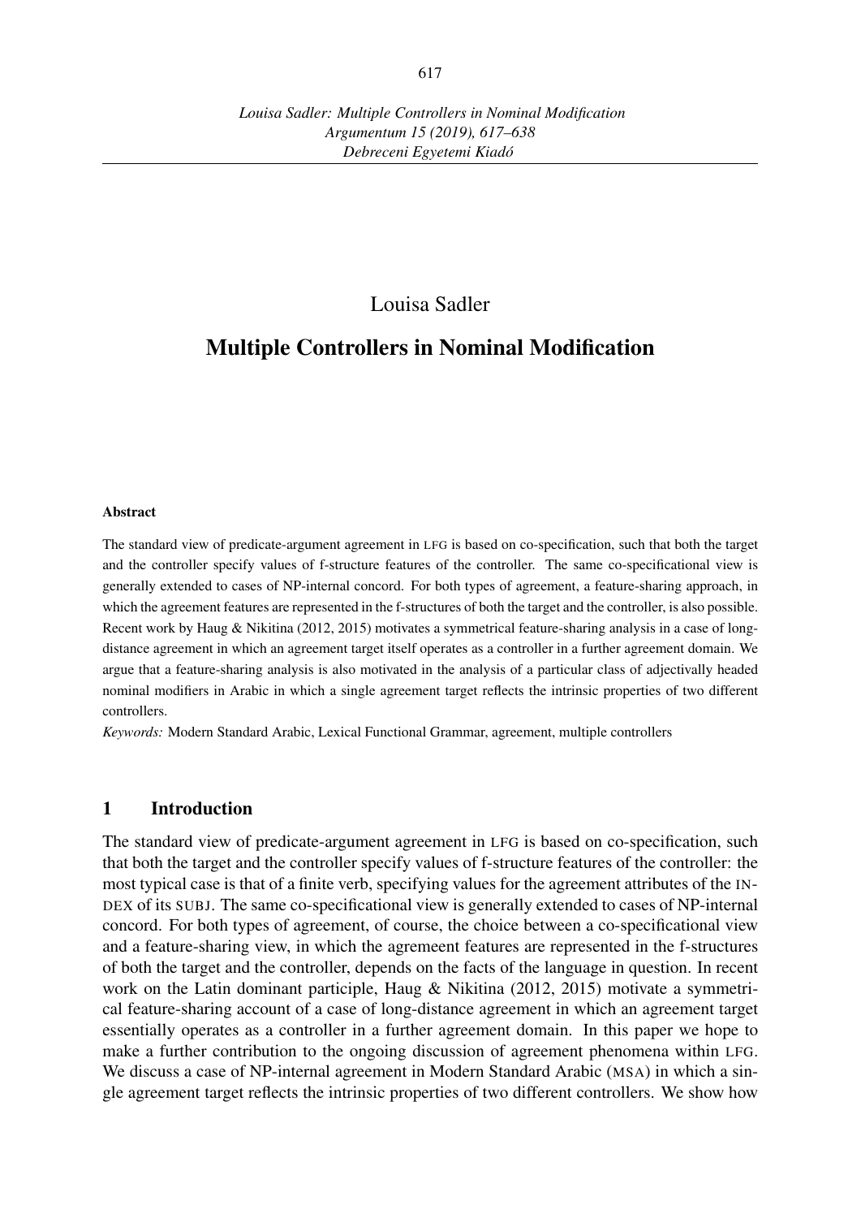*Louisa Sadler: Multiple Controllers in Nominal Modification*
*Argumentum 15 (2019), 617–638*
*Debreceni Egyetemi Kiadó*

Louisa Sadler

# Multiple Controllers in Nominal Modification

**Abstract**

The standard view of predicate-argument agreement in LFG is based on co-specification, such that both the target and the controller specify values of f-structure features of the controller. The same co-specificational view is generally extended to cases of NP-internal concord. For both types of agreement, a feature-sharing approach, in which the agreement features are represented in the f-structures of both the target and the controller, is also possible. Recent work by Haug & Nikitina (2012, 2015) motivates a symmetrical feature-sharing analysis in a case of long-distance agreement in which an agreement target itself operates as a controller in a further agreement domain. We argue that a feature-sharing analysis is also motivated in the analysis of a particular class of adjectivally headed nominal modifiers in Arabic in which a single agreement target reflects the intrinsic properties of two different controllers.

*Keywords:* Modern Standard Arabic, Lexical Functional Grammar, agreement, multiple controllers

## 1 Introduction

The standard view of predicate-argument agreement in LFG is based on co-specification, such that both the target and the controller specify values of f-structure features of the controller: the most typical case is that of a finite verb, specifying values for the agreement attributes of the INDEX of its SUBJ. The same co-specificational view is generally extended to cases of NP-internal concord. For both types of agreement, of course, the choice between a co-specificational view and a feature-sharing view, in which the agremeent features are represented in the f-structures of both the target and the controller, depends on the facts of the language in question. In recent work on the Latin dominant participle, Haug & Nikitina (2012, 2015) motivate a symmetrical feature-sharing account of a case of long-distance agreement in which an agreement target essentially operates as a controller in a further agreement domain. In this paper we hope to make a further contribution to the ongoing discussion of agreement phenomena within LFG. We discuss a case of NP-internal agreement in Modern Standard Arabic (MSA) in which a single agreement target reflects the intrinsic properties of two different controllers. We show how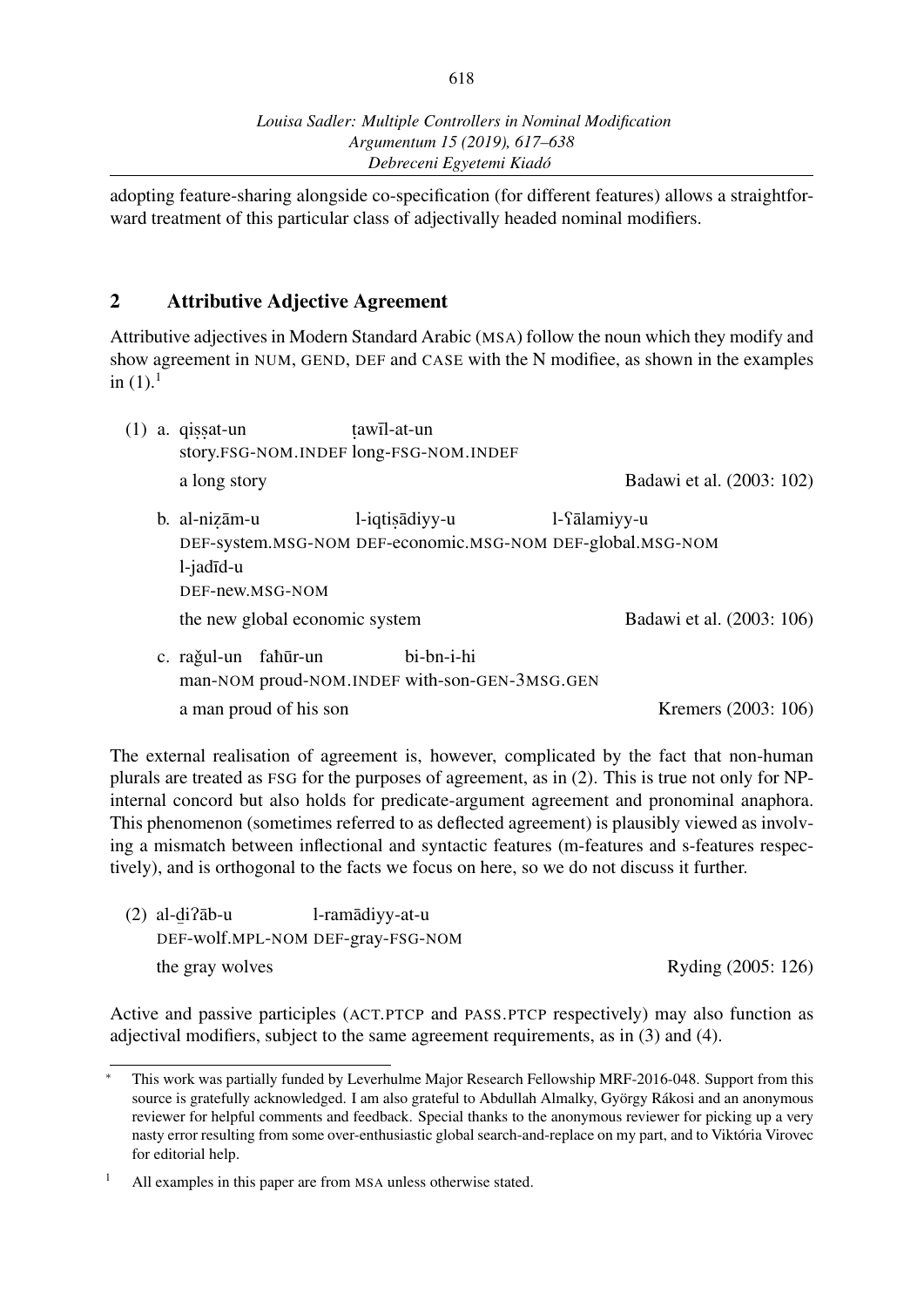adopting feature-sharing alongside co-specification (for different features) allows a straightforward treatment of this particular class of adjectivally headed nominal modifiers.

## 2 Attributive Adjective Agreement

Attributive adjectives in Modern Standard Arabic (MSA) follow the noun which they modify and show agreement in NUM, GEND, DEF and CASE with the N modifiee, as shown in the examples in (1).[1]

(1) a. qiṣṣat-un ṭawīl-at-un
   story.FSG-NOM.INDEF long-FSG-NOM.INDEF
   a long story — Badawi et al. (2003: 102)

b. al-niẓām-u l-iqtiṣādiyy-u l-ʕālamiyy-u l-jadīd-u
   DEF-system.MSG-NOM DEF-economic.MSG-NOM DEF-global.MSG-NOM DEF-new.MSG-NOM
   the new global economic system — Badawi et al. (2003: 106)

c. rağul-un faḫūr-un bi-bn-i-hi
   man-NOM proud-NOM.INDEF with-son-GEN-3MSG.GEN
   a man proud of his son — Kremers (2003: 106)

The external realisation of agreement is, however, complicated by the fact that non-human plurals are treated as FSG for the purposes of agreement, as in (2). This is true not only for NP-internal concord but also holds for predicate-argument agreement and pronominal anaphora. This phenomenon (sometimes referred to as deflected agreement) is plausibly viewed as involving a mismatch between inflectional and syntactic features (m-features and s-features respectively), and is orthogonal to the facts we focus on here, so we do not discuss it further.

(2) al-ḏiʔāb-u l-ramādiyy-at-u
   DEF-wolf.MPL-NOM DEF-gray-FSG-NOM
   the gray wolves — Ryding (2005: 126)

Active and passive participles (ACT.PTCP and PASS.PTCP respectively) may also function as adjectival modifiers, subject to the same agreement requirements, as in (3) and (4).

---

[*] This work was partially funded by Leverhulme Major Research Fellowship MRF-2016-048. Support from this source is gratefully acknowledged. I am also grateful to Abdullah Almalky, György Rákosi and an anonymous reviewer for helpful comments and feedback. Special thanks to the anonymous reviewer for picking up a very nasty error resulting from some over-enthusiastic global search-and-replace on my part, and to Viktória Virovec for editorial help.

[1] All examples in this paper are from MSA unless otherwise stated.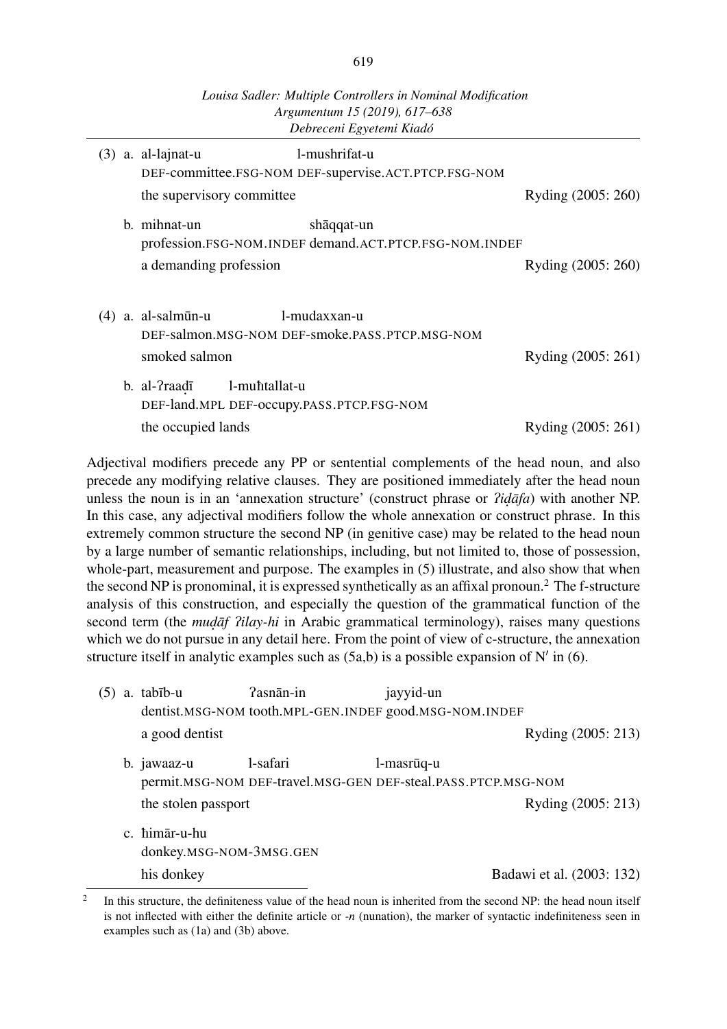(3) a. al-lajnat-u l-mushrifat-u
DEF-committee.FSG-NOM DEF-supervise.ACT.PTCP.FSG-NOM
the supervisory committee — Ryding (2005: 260)

b. mihnat-un shāqqat-un
profession.FSG-NOM.INDEF demand.ACT.PTCP.FSG-NOM.INDEF
a demanding profession — Ryding (2005: 260)

(4) a. al-salmūn-u l-mudaxxan-u
DEF-salmon.MSG-NOM DEF-smoke.PASS.PTCP.MSG-NOM
smoked salmon — Ryding (2005: 261)

b. al-ʔraaḍī l-muħtallat-u
DEF-land.MPL DEF-occupy.PASS.PTCP.FSG-NOM
the occupied lands — Ryding (2005: 261)

Adjectival modifiers precede any PP or sentential complements of the head noun, and also precede any modifying relative clauses. They are positioned immediately after the head noun unless the noun is in an 'annexation structure' (construct phrase or *ʔiḍāfa*) with another NP. In this case, any adjectival modifiers follow the whole annexation or construct phrase. In this extremely common structure the second NP (in genitive case) may be related to the head noun by a large number of semantic relationships, including, but not limited to, those of possession, whole-part, measurement and purpose. The examples in (5) illustrate, and also show that when the second NP is pronominal, it is expressed synthetically as an affixal pronoun.[2] The f-structure analysis of this construction, and especially the question of the grammatical function of the second term (the *muḍāf ʔilay-hi* in Arabic grammatical terminology), raises many questions which we do not pursue in any detail here. From the point of view of c-structure, the annexation structure itself in analytic examples such as (5a,b) is a possible expansion of N′ in (6).

(5) a. tabīb-u ʔasnān-in jayyid-un
dentist.MSG-NOM tooth.MPL-GEN.INDEF good.MSG-NOM.INDEF
a good dentist — Ryding (2005: 213)

b. jawaaz-u l-safari l-masrūq-u
permit.MSG-NOM DEF-travel.MSG-GEN DEF-steal.PASS.PTCP.MSG-NOM
the stolen passport — Ryding (2005: 213)

c. ħimār-u-hu
donkey.MSG-NOM-3MSG.GEN
his donkey — Badawi et al. (2003: 132)

[2] In this structure, the definiteness value of the head noun is inherited from the second NP: the head noun itself is not inflected with either the definite article or *-n* (nunation), the marker of syntactic indefiniteness seen in examples such as (1a) and (3b) above.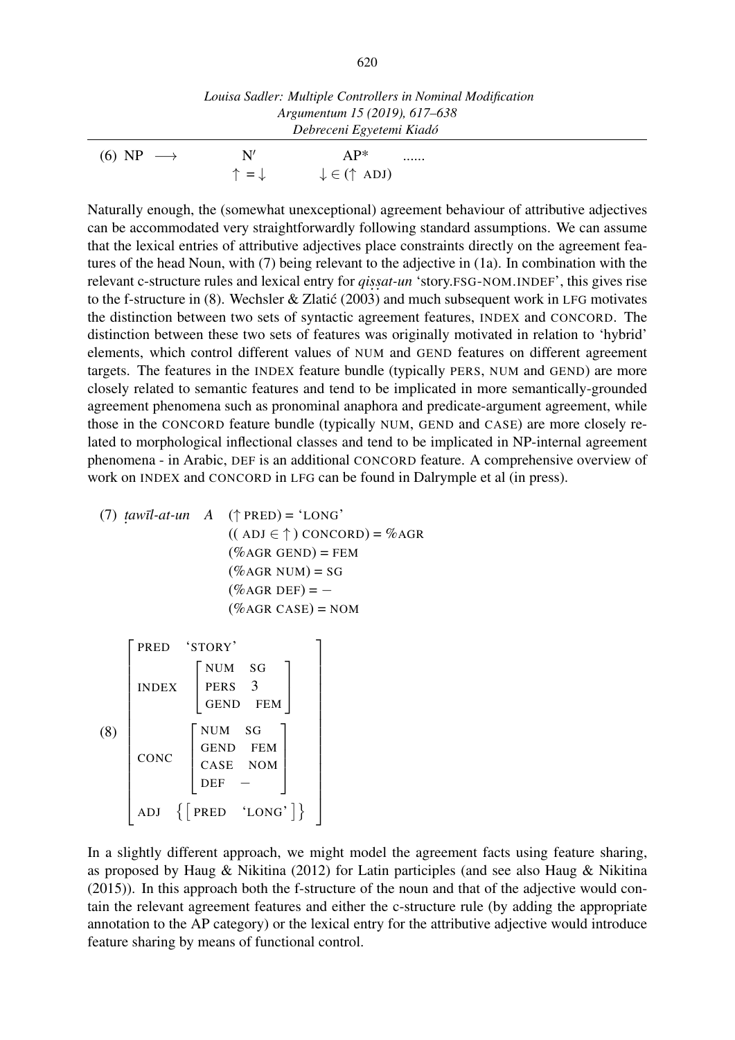(6) NP $\longrightarrow$ N′ AP* ......

$\uparrow = \downarrow$ $\quad\quad \downarrow \in (\uparrow \text{ ADJ})$

Naturally enough, the (somewhat unexceptional) agreement behaviour of attributive adjectives can be accommodated very straightforwardly following standard assumptions. We can assume that the lexical entries of attributive adjectives place constraints directly on the agreement features of the head Noun, with (7) being relevant to the adjective in (1a). In combination with the relevant c-structure rules and lexical entry for *qiṣṣat-un* 'story.FSG-NOM.INDEF', this gives rise to the f-structure in (8). Wechsler & Zlatić (2003) and much subsequent work in LFG motivates the distinction between two sets of syntactic agreement features, INDEX and CONCORD. The distinction between these two sets of features was originally motivated in relation to 'hybrid' elements, which control different values of NUM and GEND features on different agreement targets. The features in the INDEX feature bundle (typically PERS, NUM and GEND) are more closely related to semantic features and tend to be implicated in more semantically-grounded agreement phenomena such as pronominal anaphora and predicate-argument agreement, while those in the CONCORD feature bundle (typically NUM, GEND and CASE) are more closely related to morphological inflectional classes and tend to be implicated in NP-internal agreement phenomena - in Arabic, DEF is an additional CONCORD feature. A comprehensive overview of work on INDEX and CONCORD in LFG can be found in Dalrymple et al (in press).

(7) *ṭawīl-at-un* *A* $(\uparrow \text{PRED}) = \text{'LONG'}$
$((\text{ ADJ} \in \uparrow) \text{ CONCORD}) = \%\text{AGR}$
$(\%\text{AGR GEND}) = \text{FEM}$
$(\%\text{AGR NUM}) = \text{SG}$
$(\%\text{AGR DEF}) = -$
$(\%\text{AGR CASE}) = \text{NOM}$

(8)
$$\begin{bmatrix} \text{PRED} & \text{'STORY'} \\ \text{INDEX} & \begin{bmatrix} \text{NUM} & \text{SG} \\ \text{PERS} & 3 \\ \text{GEND} & \text{FEM} \end{bmatrix} \\ \text{CONC} & \begin{bmatrix} \text{NUM} & \text{SG} \\ \text{GEND} & \text{FEM} \\ \text{CASE} & \text{NOM} \\ \text{DEF} & - \end{bmatrix} \\ \text{ADJ} & \left\{ \begin{bmatrix} \text{PRED} & \text{'LONG'} \end{bmatrix} \right\} \end{bmatrix}$$

In a slightly different approach, we might model the agreement facts using feature sharing, as proposed by Haug & Nikitina (2012) for Latin participles (and see also Haug & Nikitina (2015)). In this approach both the f-structure of the noun and that of the adjective would contain the relevant agreement features and either the c-structure rule (by adding the appropriate annotation to the AP category) or the lexical entry for the attributive adjective would introduce feature sharing by means of functional control.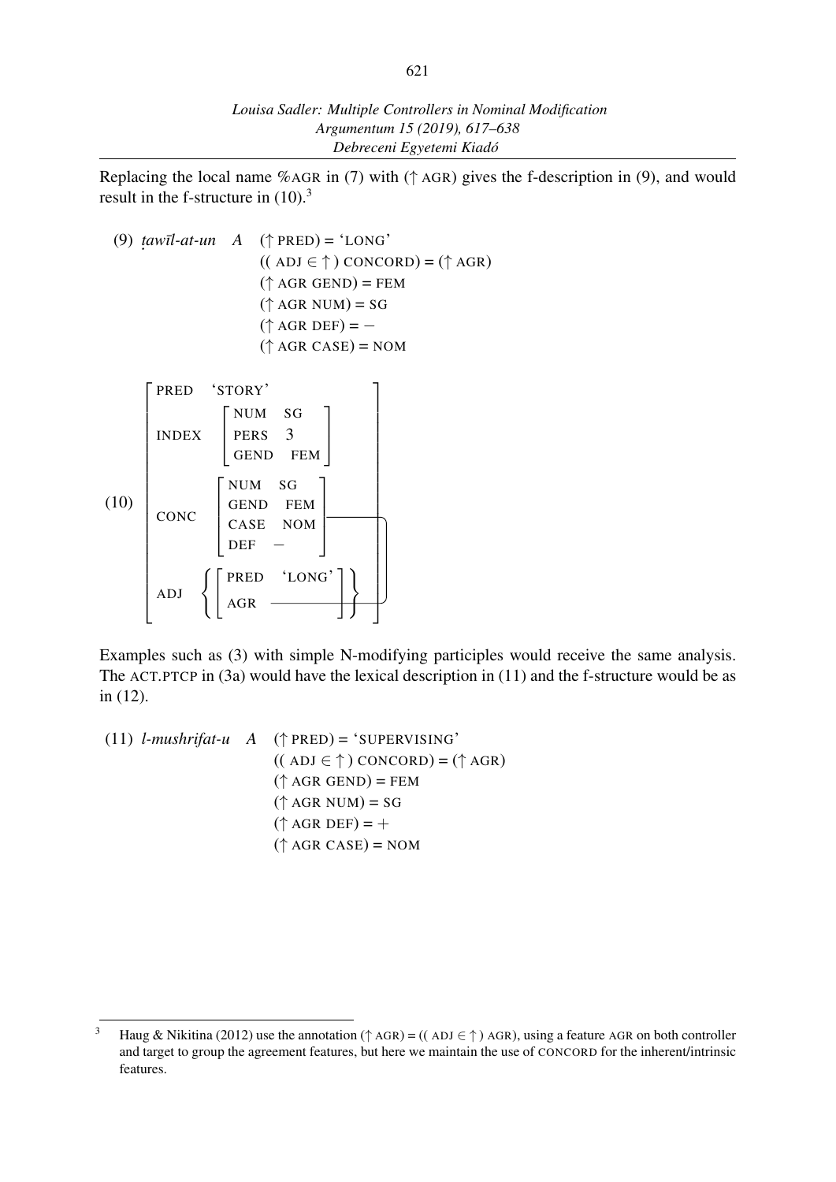Replacing the local name %AGR in (7) with (↑ AGR) gives the f-description in (9), and would result in the f-structure in (10).[3]

(9) *ṭawīl-at-un*   *A*   (↑ PRED) = 'LONG'
((ADJ ∈ ↑) CONCORD) = (↑ AGR)
(↑ AGR GEND) = FEM
(↑ AGR NUM) = SG
(↑ AGR DEF) = −
(↑ AGR CASE) = NOM

(10)
$$
\left[\begin{array}{ll}
\text{PRED} & \text{`STORY'} \\
\text{INDEX} & \left[\begin{array}{ll} \text{NUM} & \text{SG} \\ \text{PERS} & 3 \\ \text{GEND} & \text{FEM} \end{array}\right] \\
\text{CONC} & \left[\begin{array}{ll} \text{NUM} & \text{SG} \\ \text{GEND} & \text{FEM} \\ \text{CASE} & \text{NOM} \\ \text{DEF} & - \end{array}\right]_{\boxed{1}} \\
\text{ADJ} & \left\{ \left[\begin{array}{ll} \text{PRED} & \text{`LONG'} \\ \text{AGR} & \boxed{1} \end{array}\right] \right\}
\end{array}\right]
$$

Examples such as (3) with simple N-modifying participles would receive the same analysis. The ACT.PTCP in (3a) would have the lexical description in (11) and the f-structure would be as in (12).

(11) *l-mushrifat-u*   *A*   (↑ PRED) = 'SUPERVISING'
((ADJ ∈ ↑) CONCORD) = (↑ AGR)
(↑ AGR GEND) = FEM
(↑ AGR NUM) = SG
(↑ AGR DEF) = +
(↑ AGR CASE) = NOM

---

[3] Haug & Nikitina (2012) use the annotation (↑ AGR) = ((ADJ ∈ ↑) AGR), using a feature AGR on both controller and target to group the agreement features, but here we maintain the use of CONCORD for the inherent/intrinsic features.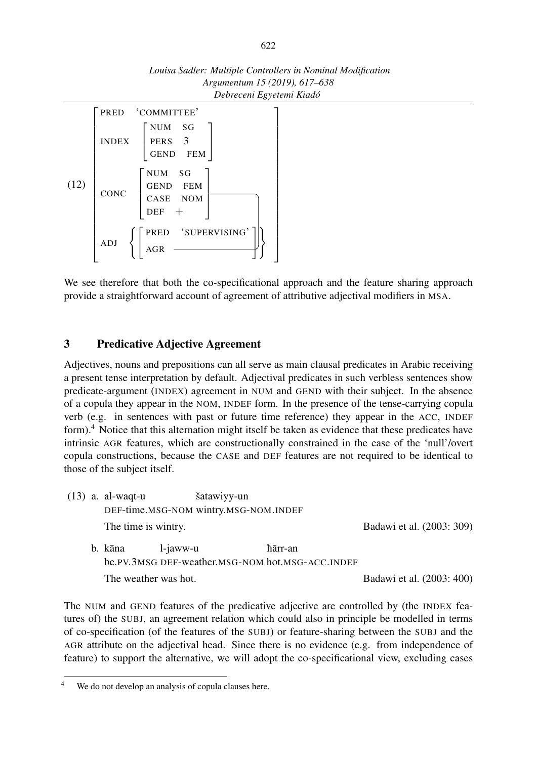(12)

$$
\begin{bmatrix}
\text{PRED} & \text{`COMMITTEE'} \\
\text{INDEX} & \begin{bmatrix} \text{NUM} & \text{SG} \\ \text{PERS} & 3 \\ \text{GEND} & \text{FEM} \end{bmatrix} \\
\text{CONC} & \boxed{1}\begin{bmatrix} \text{NUM} & \text{SG} \\ \text{GEND} & \text{FEM} \\ \text{CASE} & \text{NOM} \\ \text{DEF} & + \end{bmatrix} \\
\text{ADJ} & \left\{ \begin{bmatrix} \text{PRED} & \text{`SUPERVISING'} \\ \text{AGR} & \boxed{1} \end{bmatrix} \right\}
\end{bmatrix}
$$

We see therefore that both the co-specificational approach and the feature sharing approach provide a straightforward account of agreement of attributive adjectival modifiers in MSA.

## 3 Predicative Adjective Agreement

Adjectives, nouns and prepositions can all serve as main clausal predicates in Arabic receiving a present tense interpretation by default. Adjectival predicates in such verbless sentences show predicate-argument (INDEX) agreement in NUM and GEND with their subject. In the absence of a copula they appear in the NOM, INDEF form. In the presence of the tense-carrying copula verb (e.g. in sentences with past or future time reference) they appear in the ACC, INDEF form).[4] Notice that this alternation might itself be taken as evidence that these predicates have intrinsic AGR features, which are constructionally constrained in the case of the 'null'/overt copula constructions, because the CASE and DEF features are not required to be identical to those of the subject itself.

(13) a. al-waqt-u šatawiyy-un
DEF-time.MSG-NOM wintry.MSG-NOM.INDEF
The time is wintry. Badawi et al. (2003: 309)

b. kāna l-jaww-u ħārr-an
be.PV.3MSG DEF-weather.MSG-NOM hot.MSG-ACC.INDEF
The weather was hot. Badawi et al. (2003: 400)

The NUM and GEND features of the predicative adjective are controlled by (the INDEX features of) the SUBJ, an agreement relation which could also in principle be modelled in terms of co-specification (of the features of the SUBJ) or feature-sharing between the SUBJ and the AGR attribute on the adjectival head. Since there is no evidence (e.g. from independence of feature) to support the alternative, we will adopt the co-specificational view, excluding cases

[4] We do not develop an analysis of copula clauses here.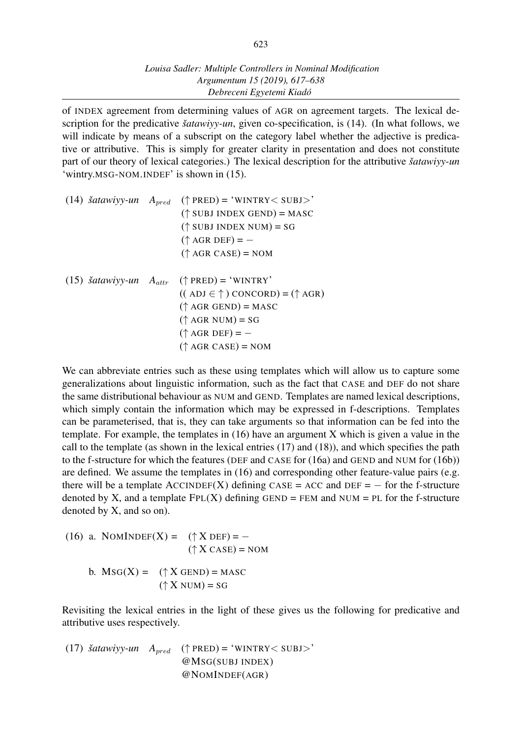of INDEX agreement from determining values of AGR on agreement targets. The lexical description for the predicative *šatawiyy-un*, given co-specification, is (14). (In what follows, we will indicate by means of a subscript on the category label whether the adjective is predicative or attributive. This is simply for greater clarity in presentation and does not constitute part of our theory of lexical categories.) The lexical description for the attributive *šatawiyy-un* 'wintry.MSG-NOM.INDEF' is shown in (15).

(14) *šatawiyy-un* $A_{pred}$ (↑ PRED) = 'WINTRY< SUBJ>'
(↑ SUBJ INDEX GEND) = MASC
(↑ SUBJ INDEX NUM) = SG
(↑ AGR DEF) = −
(↑ AGR CASE) = NOM

(15) *šatawiyy-un* $A_{attr}$ (↑ PRED) = 'WINTRY'
(( ADJ ∈ ↑ ) CONCORD) = (↑ AGR)
(↑ AGR GEND) = MASC
(↑ AGR NUM) = SG
(↑ AGR DEF) = −
(↑ AGR CASE) = NOM

We can abbreviate entries such as these using templates which will allow us to capture some generalizations about linguistic information, such as the fact that CASE and DEF do not share the same distributional behaviour as NUM and GEND. Templates are named lexical descriptions, which simply contain the information which may be expressed in f-descriptions. Templates can be parameterised, that is, they can take arguments so that information can be fed into the template. For example, the templates in (16) have an argument X which is given a value in the call to the template (as shown in the lexical entries (17) and (18)), and which specifies the path to the f-structure for which the features (DEF and CASE for (16a) and GEND and NUM for (16b)) are defined. We assume the templates in (16) and corresponding other feature-value pairs (e.g. there will be a template ACCINDEF(X) defining CASE = ACC and DEF = − for the f-structure denoted by X, and a template FPL(X) defining GEND = FEM and NUM = PL for the f-structure denoted by X, and so on).

(16) a. NOMINDEF(X) = (↑ X DEF) = −
(↑ X CASE) = NOM

b. MSG(X) = (↑ X GEND) = MASC
(↑ X NUM) = SG

Revisiting the lexical entries in the light of these gives us the following for predicative and attributive uses respectively.

(17) *šatawiyy-un* $A_{pred}$ (↑ PRED) = 'WINTRY< SUBJ>'
@MSG(SUBJ INDEX)
@NOMINDEF(AGR)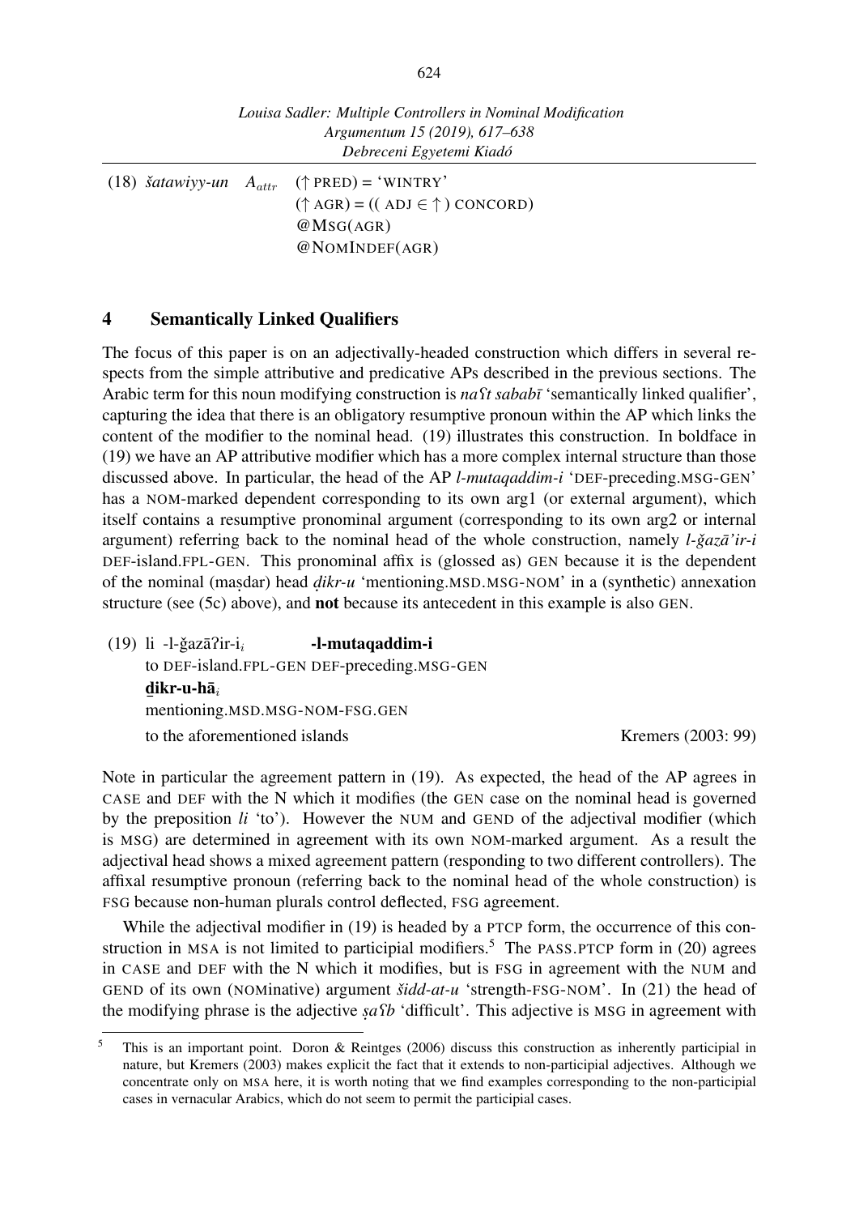(18) *šatawiyy-un* $A_{attr}$ (↑ PRED) = 'WINTRY'
(↑ AGR) = (( ADJ ∈ ↑ ) CONCORD)
@MSG(AGR)
@NOMINDEF(AGR)

## 4 Semantically Linked Qualifiers

The focus of this paper is on an adjectivally-headed construction which differs in several respects from the simple attributive and predicative APs described in the previous sections. The Arabic term for this noun modifying construction is *naʕt sababī* 'semantically linked qualifier', capturing the idea that there is an obligatory resumptive pronoun within the AP which links the content of the modifier to the nominal head. (19) illustrates this construction. In boldface in (19) we have an AP attributive modifier which has a more complex internal structure than those discussed above. In particular, the head of the AP *l-mutaqaddim-i* 'DEF-preceding.MSG-GEN' has a NOM-marked dependent corresponding to its own arg1 (or external argument), which itself contains a resumptive pronominal argument (corresponding to its own arg2 or internal argument) referring back to the nominal head of the whole construction, namely *l-ǧazā'ir-i* DEF-island.FPL-GEN. This pronominal affix is (glossed as) GEN because it is the dependent of the nominal (maṣdar) head *ḏikr-u* 'mentioning.MSD.MSG-NOM' in a (synthetic) annexation structure (see (5c) above), and **not** because its antecedent in this example is also GEN.

(19) li -l-ǧazāʔir-i$_i$ **-l-mutaqaddim-i**
to DEF-island.FPL-GEN DEF-preceding.MSG-GEN
**ḏikr-u-hā**$_i$
mentioning.MSD.MSG-NOM-FSG.GEN
to the aforementioned islands Kremers (2003: 99)

Note in particular the agreement pattern in (19). As expected, the head of the AP agrees in CASE and DEF with the N which it modifies (the GEN case on the nominal head is governed by the preposition *li* 'to'). However the NUM and GEND of the adjectival modifier (which is MSG) are determined in agreement with its own NOM-marked argument. As a result the adjectival head shows a mixed agreement pattern (responding to two different controllers). The affixal resumptive pronoun (referring back to the nominal head of the whole construction) is FSG because non-human plurals control deflected, FSG agreement.

While the adjectival modifier in (19) is headed by a PTCP form, the occurrence of this construction in MSA is not limited to participial modifiers.[5] The PASS.PTCP form in (20) agrees in CASE and DEF with the N which it modifies, but is FSG in agreement with the NUM and GEND of its own (NOMinative) argument *šidd-at-u* 'strength-FSG-NOM'. In (21) the head of the modifying phrase is the adjective *ṣaʕb* 'difficult'. This adjective is MSG in agreement with

[5] This is an important point. Doron & Reintges (2006) discuss this construction as inherently participial in nature, but Kremers (2003) makes explicit the fact that it extends to non-participial adjectives. Although we concentrate only on MSA here, it is worth noting that we find examples corresponding to the non-participial cases in vernacular Arabics, which do not seem to permit the participial cases.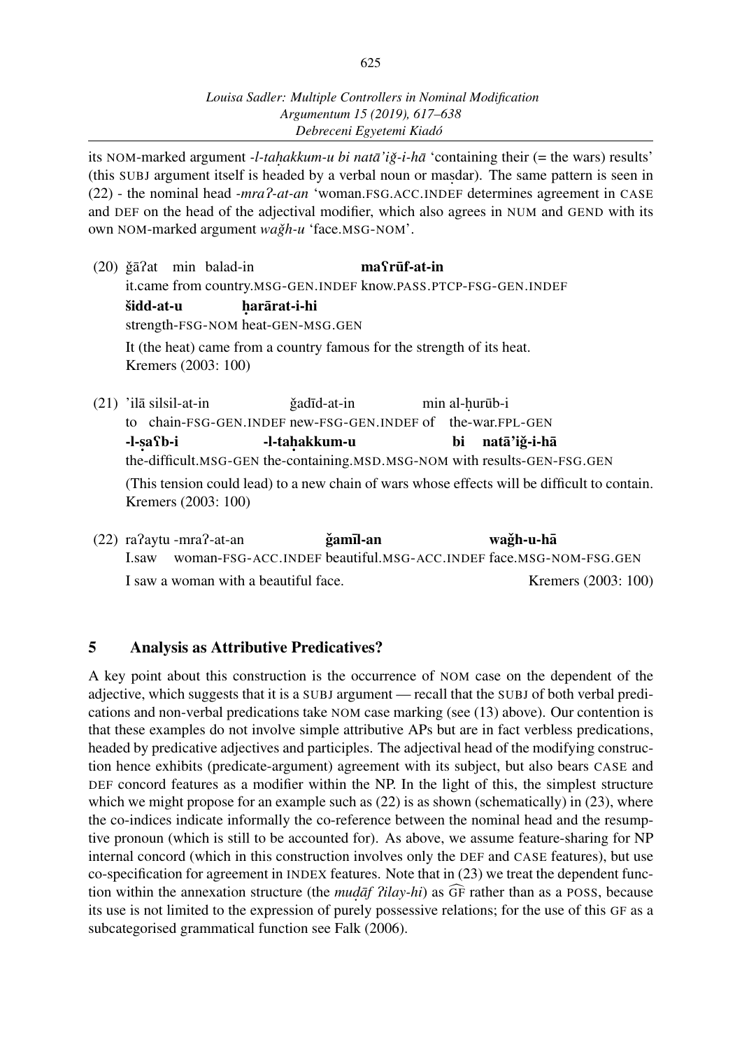its NOM-marked argument *-l-taḥakkum-u bi natā'iǧ-i-hā* 'containing their (= the wars) results' (this SUBJ argument itself is headed by a verbal noun or maṣdar). The same pattern is seen in (22) - the nominal head *-mraʔ-at-an* 'woman.FSG.ACC.INDEF determines agreement in CASE and DEF on the head of the adjectival modifier, which also agrees in NUM and GEND with its own NOM-marked argument *waǧh-u* 'face.MSG-NOM'.

(20) ǧāʔat min balad-in **maʕrūf-at-in**
it.came from country.MSG-GEN.INDEF know.PASS.PTCP-FSG-GEN.INDEF
**šidd-at-u ḥarārat-i-hi**
strength-FSG-NOM heat-GEN-MSG.GEN
It (the heat) came from a country famous for the strength of its heat.
Kremers (2003: 100)

(21) 'ilā silsil-at-in ǧadīd-at-in min al-ḥurūb-i
to chain-FSG-GEN.INDEF new-FSG-GEN.INDEF of the-war.FPL-GEN
**-l-ṣaʕb-i -l-taḥakkum-u bi natā'iǧ-i-hā**
the-difficult.MSG-GEN the-containing.MSD.MSG-NOM with results-GEN-FSG.GEN
(This tension could lead) to a new chain of wars whose effects will be difficult to contain.
Kremers (2003: 100)

(22) raʔaytu -mraʔ-at-an **ǧamīl-an waǧh-u-hā**
I.saw woman-FSG-ACC.INDEF beautiful.MSG-ACC.INDEF face.MSG-NOM-FSG.GEN
I saw a woman with a beautiful face. Kremers (2003: 100)

## 5 Analysis as Attributive Predicatives?

A key point about this construction is the occurrence of NOM case on the dependent of the adjective, which suggests that it is a SUBJ argument — recall that the SUBJ of both verbal predications and non-verbal predications take NOM case marking (see (13) above). Our contention is that these examples do not involve simple attributive APs but are in fact verbless predications, headed by predicative adjectives and participles. The adjectival head of the modifying construction hence exhibits (predicate-argument) agreement with its subject, but also bears CASE and DEF concord features as a modifier within the NP. In the light of this, the simplest structure which we might propose for an example such as (22) is as shown (schematically) in (23), where the co-indices indicate informally the co-reference between the nominal head and the resumptive pronoun (which is still to be accounted for). As above, we assume feature-sharing for NP internal concord (which in this construction involves only the DEF and CASE features), but use co-specification for agreement in INDEX features. Note that in (23) we treat the dependent function within the annexation structure (the *muḍāf ʔilay-hi*) as $\widehat{\text{GF}}$ rather than as a POSS, because its use is not limited to the expression of purely possessive relations; for the use of this GF as a subcategorised grammatical function see Falk (2006).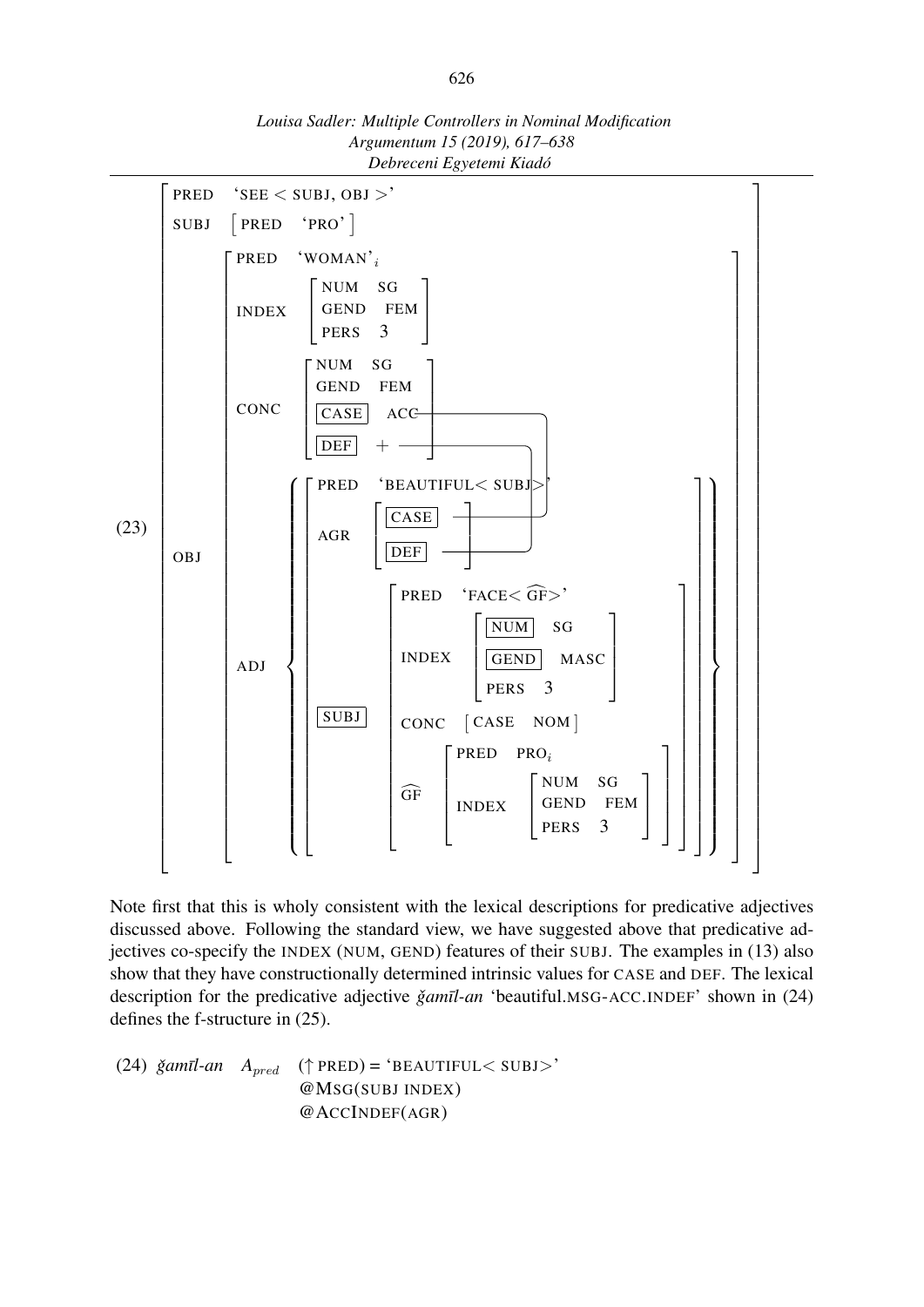(23)

```
[ PRED   'SEE < SUBJ, OBJ >'
  SUBJ   [ PRED  'PRO' ]
  OBJ    [ PRED   'WOMAN'_i
           INDEX  [ NUM   SG
                    GEND  FEM
                    PERS  3 ]
           CONC   [ NUM   SG
                    GEND  FEM
                    [CASE]  ACC
                    [DEF]   + ]
           ADJ    { [ PRED  'BEAUTIFUL< SUBJ>'
                      AGR   [ [CASE]
                              [DEF] ]
                      [SUBJ] [ PRED   'FACE< GF^ >'
                               INDEX  [ [NUM]   SG
                                        [GEND]  MASC
                                        PERS    3 ]
                               CONC   [ CASE  NOM ]
                               GF^    [ PRED   PRO_i
                                        INDEX  [ NUM   SG
                                                 GEND  FEM
                                                 PERS  3 ] ] ] ] } ] ]
```

(The boxed CASE and DEF values of the object's CONC are linked to the boxed CASE and DEF attributes of the adjective's AGR.)

Note first that this is wholy consistent with the lexical descriptions for predicative adjectives discussed above. Following the standard view, we have suggested above that predicative adjectives co-specify the INDEX (NUM, GEND) features of their SUBJ. The examples in (13) also show that they have constructionally determined intrinsic values for CASE and DEF. The lexical description for the predicative adjective *ǧamīl-an* 'beautiful.MSG-ACC.INDEF' shown in (24) defines the f-structure in (25).

(24) *ǧamīl-an* $A_{pred}$ (↑ PRED) = 'BEAUTIFUL< SUBJ>'
@MSG(SUBJ INDEX)
@ACCINDEF(AGR)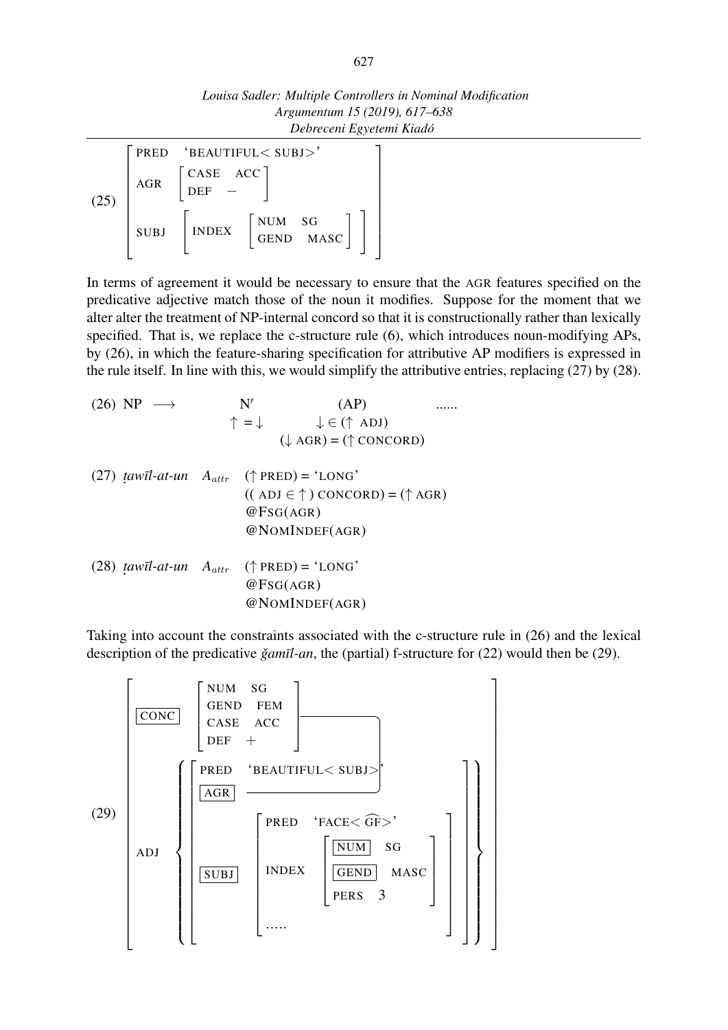(25)

$$\begin{bmatrix} \text{PRED} & \text{`BEAUTIFUL}<\text{SUBJ}>\text{'} \\ \text{AGR} & \begin{bmatrix} \text{CASE} & \text{ACC} \\ \text{DEF} & - \end{bmatrix} \\ \text{SUBJ} & \begin{bmatrix} \text{INDEX} & \begin{bmatrix} \text{NUM} & \text{SG} \\ \text{GEND} & \text{MASC} \end{bmatrix} \end{bmatrix} \end{bmatrix}$$

In terms of agreement it would be necessary to ensure that the AGR features specified on the predicative adjective match those of the noun it modifies. Suppose for the moment that we alter alter the treatment of NP-internal concord so that it is constructionally rather than lexically specified. That is, we replace the c-structure rule (6), which introduces noun-modifying APs, by (26), in which the feature-sharing specification for attributive AP modifiers is expressed in the rule itself. In line with this, we would simplify the attributive entries, replacing (27) by (28).

(26) NP $\longrightarrow$ N′ (AP) ......

$\uparrow = \downarrow$ &nbsp;&nbsp;&nbsp; $\downarrow \in (\uparrow$ ADJ)

$(\downarrow$ AGR) = $(\uparrow$ CONCORD)

(27) *ṭawīl-at-un* $A_{attr}$ $(\uparrow$ PRED) = 'LONG'

(( ADJ $\in \uparrow$ ) CONCORD) = $(\uparrow$ AGR)

@FSG(AGR)

@NOMINDEF(AGR)

(28) *ṭawīl-at-un* $A_{attr}$ $(\uparrow$ PRED) = 'LONG'

@FSG(AGR)

@NOMINDEF(AGR)

Taking into account the constraints associated with the c-structure rule in (26) and the lexical description of the predicative *ǧamīl-an*, the (partial) f-structure for (22) would then be (29).

(29)

$$\begin{bmatrix} \boxed{\text{CONC}} & \begin{bmatrix} \text{NUM} & \text{SG} \\ \text{GEND} & \text{FEM} \\ \text{CASE} & \text{ACC} \\ \text{DEF} & + \end{bmatrix} \\ \text{ADJ} & \left\{ \begin{bmatrix} \text{PRED} & \text{`BEAUTIFUL}<\text{SUBJ}>\text{'} \\ \boxed{\text{AGR}} & \text{———} \\ \boxed{\text{SUBJ}} & \begin{bmatrix} \text{PRED} & \text{`FACE}<\widehat{\text{GF}}>\text{'} \\ \text{INDEX} & \begin{bmatrix} \boxed{\text{NUM}} & \text{SG} \\ \boxed{\text{GEND}} & \text{MASC} \\ \text{PERS} & 3 \end{bmatrix} \\ \ldots\ldots & \end{bmatrix} \end{bmatrix} \right\} \end{bmatrix}$$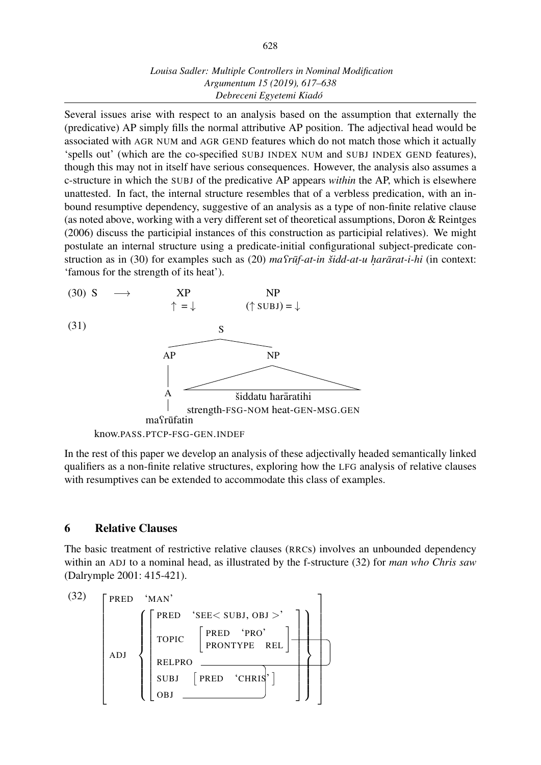Several issues arise with respect to an analysis based on the assumption that externally the (predicative) AP simply fills the normal attributive AP position. The adjectival head would be associated with AGR NUM and AGR GEND features which do not match those which it actually 'spells out' (which are the co-specified SUBJ INDEX NUM and SUBJ INDEX GEND features), though this may not in itself have serious consequences. However, the analysis also assumes a c-structure in which the SUBJ of the predicative AP appears *within* the AP, which is elsewhere unattested. In fact, the internal structure resembles that of a verbless predication, with an inbound resumptive dependency, suggestive of an analysis as a type of non-finite relative clause (as noted above, working with a very different set of theoretical assumptions, Doron & Reintges (2006) discuss the participial instances of this construction as participial relatives). We might postulate an internal structure using a predicate-initial configurational subject-predicate construction as in (30) for examples such as (20) *maʕrūf-at-in šidd-at-u ḥarārat-i-hi* (in context: 'famous for the strength of its heat').

(30) S ⟶ XP ↑ = ↓ NP (↑ SUBJ) = ↓

(31)

```
            S
          /   \
        AP     NP
        |      /\
        A     šiddatu ħarāratihi
        |     strength-FSG-NOM heat-GEN-MSG.GEN
   maʕrūfatin
know.PASS.PTCP-FSG-GEN.INDEF
```

In the rest of this paper we develop an analysis of these adjectivally headed semantically linked qualifiers as a non-finite relative structures, exploring how the LFG analysis of relative clauses with resumptives can be extended to accommodate this class of examples.

## 6 Relative Clauses

The basic treatment of restrictive relative clauses (RRCs) involves an unbounded dependency within an ADJ to a nominal head, as illustrated by the f-structure (32) for *man who Chris saw* (Dalrymple 2001: 415-421).

(32)

```
[ PRED  'MAN'
  ADJ   { [ PRED    'SEE< SUBJ, OBJ >'
            TOPIC   [ PRED 'PRO'
                      PRONTYPE REL ]
            RELPRO  ———
            SUBJ    [ PRED 'CHRIS' ]
            OBJ     ——— ] } ]
```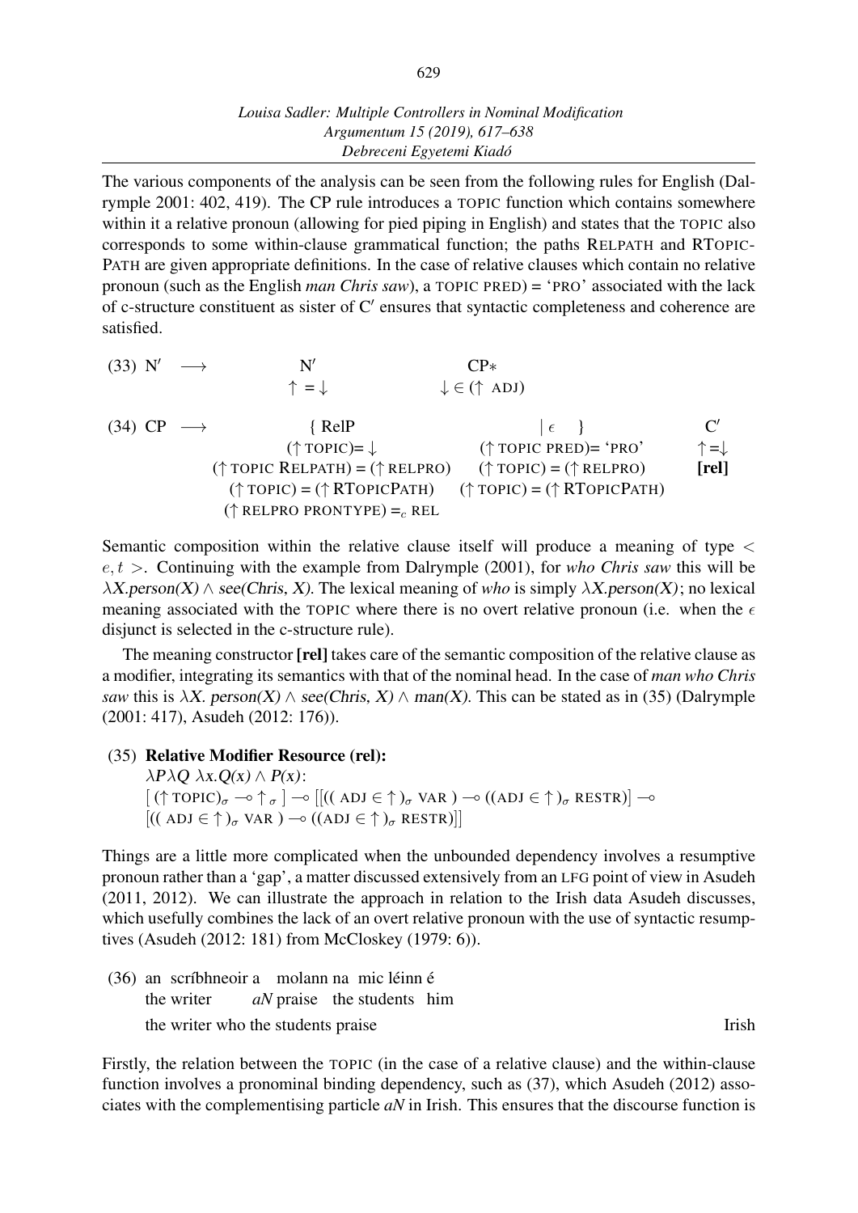The various components of the analysis can be seen from the following rules for English (Dalrymple 2001: 402, 419). The CP rule introduces a TOPIC function which contains somewhere within it a relative pronoun (allowing for pied piping in English) and states that the TOPIC also corresponds to some within-clause grammatical function; the paths RELPATH and RTOPICPATH are given appropriate definitions. In the case of relative clauses which contain no relative pronoun (such as the English *man Chris saw*), a TOPIC PRED) = 'PRO' associated with the lack of c-structure constituent as sister of C′ ensures that syntactic completeness and coherence are satisfied.

(33) N′ ⟶ N′ CP∗
$\uparrow = \downarrow$ $\downarrow \in (\uparrow \text{ ADJ})$

(34) CP ⟶ { RelP | $\epsilon$ } C′

| { RelP | \| $\epsilon$ } | C′ |
|---|---|---|
| $(\uparrow \text{TOPIC}) = \downarrow$ | $(\uparrow \text{TOPIC PRED}) = \text{'PRO'}$ | $\uparrow = \downarrow$ |
| $(\uparrow \text{TOPIC RELPATH}) = (\uparrow \text{RELPRO})$ | $(\uparrow \text{TOPIC}) = (\uparrow \text{RELPRO})$ | **[rel]** |
| $(\uparrow \text{TOPIC}) = (\uparrow \text{RTOPICPATH})$ | $(\uparrow \text{TOPIC}) = (\uparrow \text{RTOPICPATH})$ | |
| $(\uparrow \text{RELPRO PRONTYPE}) =_c \text{REL}$ | | |

Semantic composition within the relative clause itself will produce a meaning of type $< e, t >$. Continuing with the example from Dalrymple (2001), for *who Chris saw* this will be $\lambda X.person(X) \wedge see(Chris, X)$. The lexical meaning of *who* is simply $\lambda X.person(X)$; no lexical meaning associated with the TOPIC where there is no overt relative pronoun (i.e. when the $\epsilon$ disjunct is selected in the c-structure rule).

The meaning constructor **[rel]** takes care of the semantic composition of the relative clause as a modifier, integrating its semantics with that of the nominal head. In the case of *man who Chris saw* this is $\lambda X.\ person(X) \wedge see(Chris, X) \wedge man(X)$. This can be stated as in (35) (Dalrymple (2001: 417), Asudeh (2012: 176)).

(35) **Relative Modifier Resource (rel):**
$\lambda P \lambda Q\ \lambda x.Q(x) \wedge P(x)$:
$[(\uparrow \text{TOPIC})_\sigma \multimap \uparrow_\sigma] \multimap [[((\text{ADJ} \in \uparrow)_\sigma \text{ VAR}) \multimap ((\text{ADJ} \in \uparrow)_\sigma \text{ RESTR})] \multimap$
$[((\text{ADJ} \in \uparrow)_\sigma \text{ VAR}) \multimap ((\text{ADJ} \in \uparrow)_\sigma \text{ RESTR})]]$

Things are a little more complicated when the unbounded dependency involves a resumptive pronoun rather than a 'gap', a matter discussed extensively from an LFG point of view in Asudeh (2011, 2012). We can illustrate the approach in relation to the Irish data Asudeh discusses, which usefully combines the lack of an overt relative pronoun with the use of syntactic resumptives (Asudeh (2012: 181) from McCloskey (1979: 6)).

(36) an scríbhneoir a molann na mic léinn é
the writer *aN* praise the students him
the writer who the students praise — Irish

Firstly, the relation between the TOPIC (in the case of a relative clause) and the within-clause function involves a pronominal binding dependency, such as (37), which Asudeh (2012) associates with the complementising particle *aN* in Irish. This ensures that the discourse function is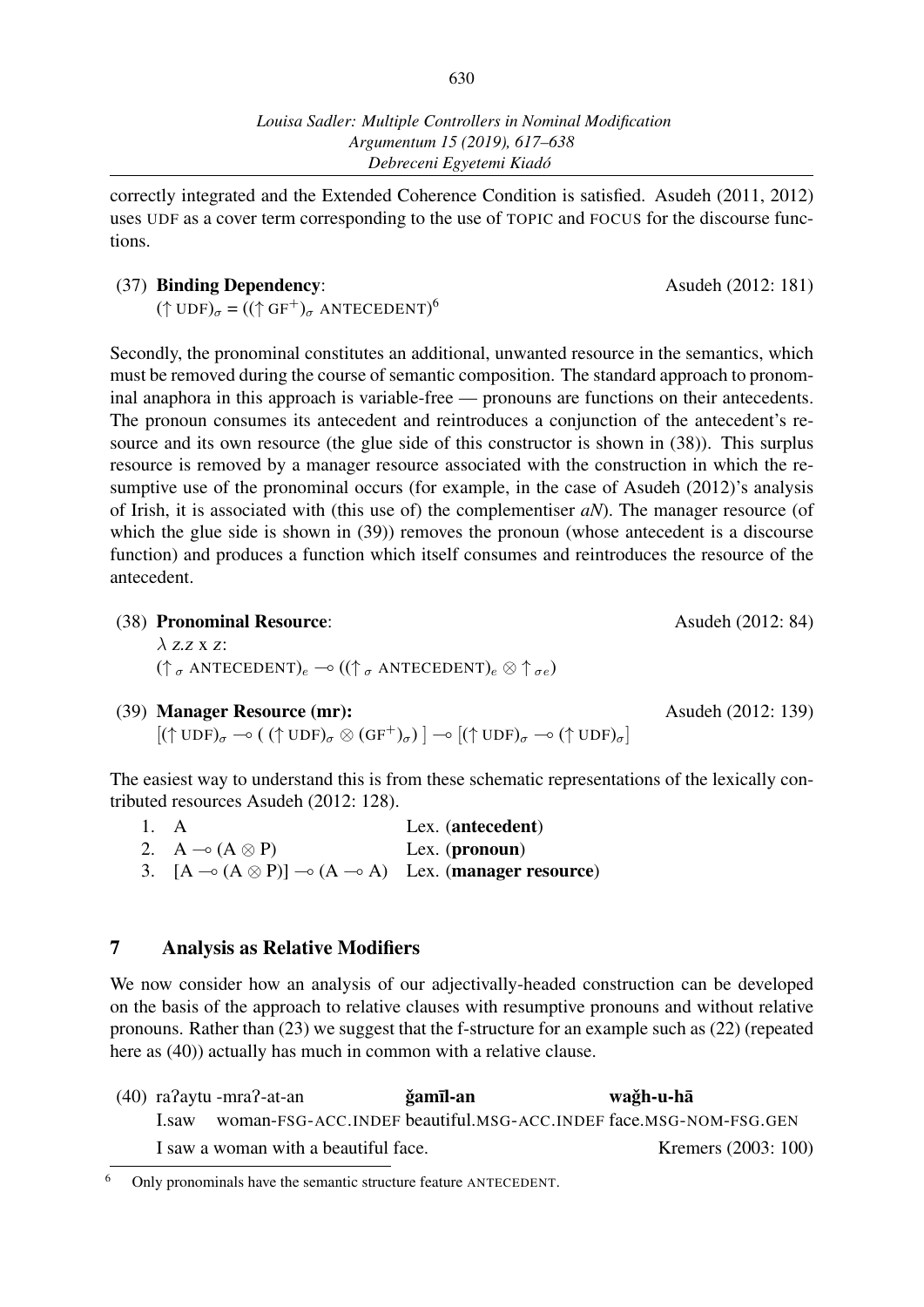correctly integrated and the Extended Coherence Condition is satisfied. Asudeh (2011, 2012) uses UDF as a cover term corresponding to the use of TOPIC and FOCUS for the discourse functions.

(37) **Binding Dependency**: Asudeh (2012: 181)
$(\uparrow \text{UDF})_\sigma = ((\uparrow \text{GF}^+)_\sigma \text{ ANTECEDENT})$[6]

Secondly, the pronominal constitutes an additional, unwanted resource in the semantics, which must be removed during the course of semantic composition. The standard approach to pronominal anaphora in this approach is variable-free — pronouns are functions on their antecedents. The pronoun consumes its antecedent and reintroduces a conjunction of the antecedent's resource and its own resource (the glue side of this constructor is shown in (38)). This surplus resource is removed by a manager resource associated with the construction in which the resumptive use of the pronominal occurs (for example, in the case of Asudeh (2012)'s analysis of Irish, it is associated with (this use of) the complementiser *aN*). The manager resource (of which the glue side is shown in (39)) removes the pronoun (whose antecedent is a discourse function) and produces a function which itself consumes and reintroduces the resource of the antecedent.

(38) **Pronominal Resource**: Asudeh (2012: 84)
$\lambda z.z \times z$:
$(\uparrow_\sigma \text{ ANTECEDENT})_e \multimap ((\uparrow_\sigma \text{ ANTECEDENT})_e \otimes \uparrow_{\sigma e})$

(39) **Manager Resource (mr):** Asudeh (2012: 139)
$[(\uparrow \text{UDF})_\sigma \multimap ((\uparrow \text{UDF})_\sigma \otimes (\text{GF}^+)_\sigma)] \multimap [(\uparrow \text{UDF})_\sigma \multimap (\uparrow \text{UDF})_\sigma]$

The easiest way to understand this is from these schematic representations of the lexically contributed resources Asudeh (2012: 128).

1. A — Lex. (**antecedent**)
2. $A \multimap (A \otimes P)$ — Lex. (**pronoun**)
3. $[A \multimap (A \otimes P)] \multimap (A \multimap A)$ — Lex. (**manager resource**)

## 7 Analysis as Relative Modifiers

We now consider how an analysis of our adjectivally-headed construction can be developed on the basis of the approach to relative clauses with resumptive pronouns and without relative pronouns. Rather than (23) we suggest that the f-structure for an example such as (22) (repeated here as (40)) actually has much in common with a relative clause.

(40) raʔaytu -mraʔ-at-an **ǧamīl-an** **waǧh-u-hā**
I.saw woman-FSG-ACC.INDEF beautiful.MSG-ACC.INDEF face.MSG-NOM-FSG.GEN
I saw a woman with a beautiful face. Kremers (2003: 100)

[6] Only pronominals have the semantic structure feature ANTECEDENT.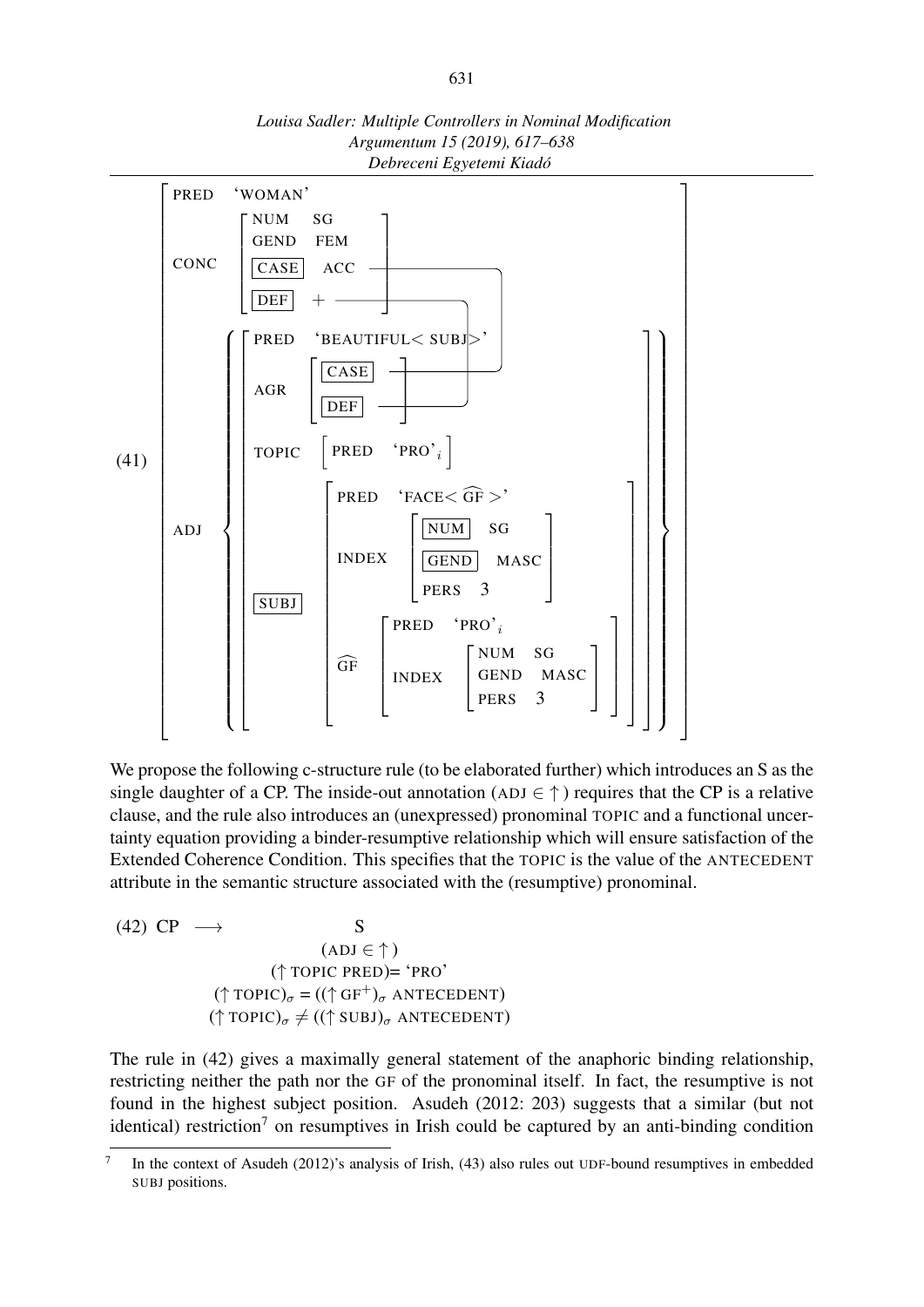(41)

$$
\left[\begin{array}{ll}
\text{PRED} & \text{`WOMAN'} \\
\text{CONC} & \left[\begin{array}{ll}
\text{NUM} & \text{SG} \\
\text{GEND} & \text{FEM} \\
\boxed{\text{CASE}} & \text{ACC} \\
\boxed{\text{DEF}} & +
\end{array}\right] \\
\text{ADJ} & \left\{\left[\begin{array}{ll}
\text{PRED} & \text{`BEAUTIFUL< SUBJ>'} \\
\text{AGR} & \left[\begin{array}{l}
\boxed{\text{CASE}} \\
\boxed{\text{DEF}}
\end{array}\right] \\
\text{TOPIC} & \left[\begin{array}{ll}\text{PRED} & \text{`PRO'}_i\end{array}\right] \\
\boxed{\text{SUBJ}} & \left[\begin{array}{ll}
\text{PRED} & \text{`FACE}< \widehat{\text{GF}} >\text{'} \\
\text{INDEX} & \left[\begin{array}{ll}
\boxed{\text{NUM}} & \text{SG} \\
\boxed{\text{GEND}} & \text{MASC} \\
\text{PERS} & 3
\end{array}\right] \\
\widehat{\text{GF}} & \left[\begin{array}{ll}
\text{PRED} & \text{`PRO'}_i \\
\text{INDEX} & \left[\begin{array}{ll}
\text{NUM} & \text{SG} \\
\text{GEND} & \text{MASC} \\
\text{PERS} & 3
\end{array}\right]
\end{array}\right]
\end{array}\right]
\end{array}\right]\right\}
\end{array}\right]
$$

(CASE and DEF in AGR are linked to CASE ACC and DEF + in CONC.)

We propose the following c-structure rule (to be elaborated further) which introduces an S as the single daughter of a CP. The inside-out annotation (ADJ $\in \uparrow$) requires that the CP is a relative clause, and the rule also introduces an (unexpressed) pronominal TOPIC and a functional uncertainty equation providing a binder-resumptive relationship which will ensure satisfaction of the Extended Coherence Condition. This specifies that the TOPIC is the value of the ANTECEDENT attribute in the semantic structure associated with the (resumptive) pronominal.

(42) CP $\longrightarrow$ S

$$
\begin{array}{c}
(\text{ADJ} \in \uparrow) \\
(\uparrow \text{TOPIC PRED}) = \text{`PRO'} \\
(\uparrow \text{TOPIC})_\sigma = ((\uparrow \text{GF}^+)_\sigma \ \text{ANTECEDENT}) \\
(\uparrow \text{TOPIC})_\sigma \neq ((\uparrow \text{SUBJ})_\sigma \ \text{ANTECEDENT})
\end{array}
$$

The rule in (42) gives a maximally general statement of the anaphoric binding relationship, restricting neither the path nor the GF of the pronominal itself. In fact, the resumptive is not found in the highest subject position. Asudeh (2012: 203) suggests that a similar (but not identical) restriction[7] on resumptives in Irish could be captured by an anti-binding condition

[7] In the context of Asudeh (2012)'s analysis of Irish, (43) also rules out UDF-bound resumptives in embedded SUBJ positions.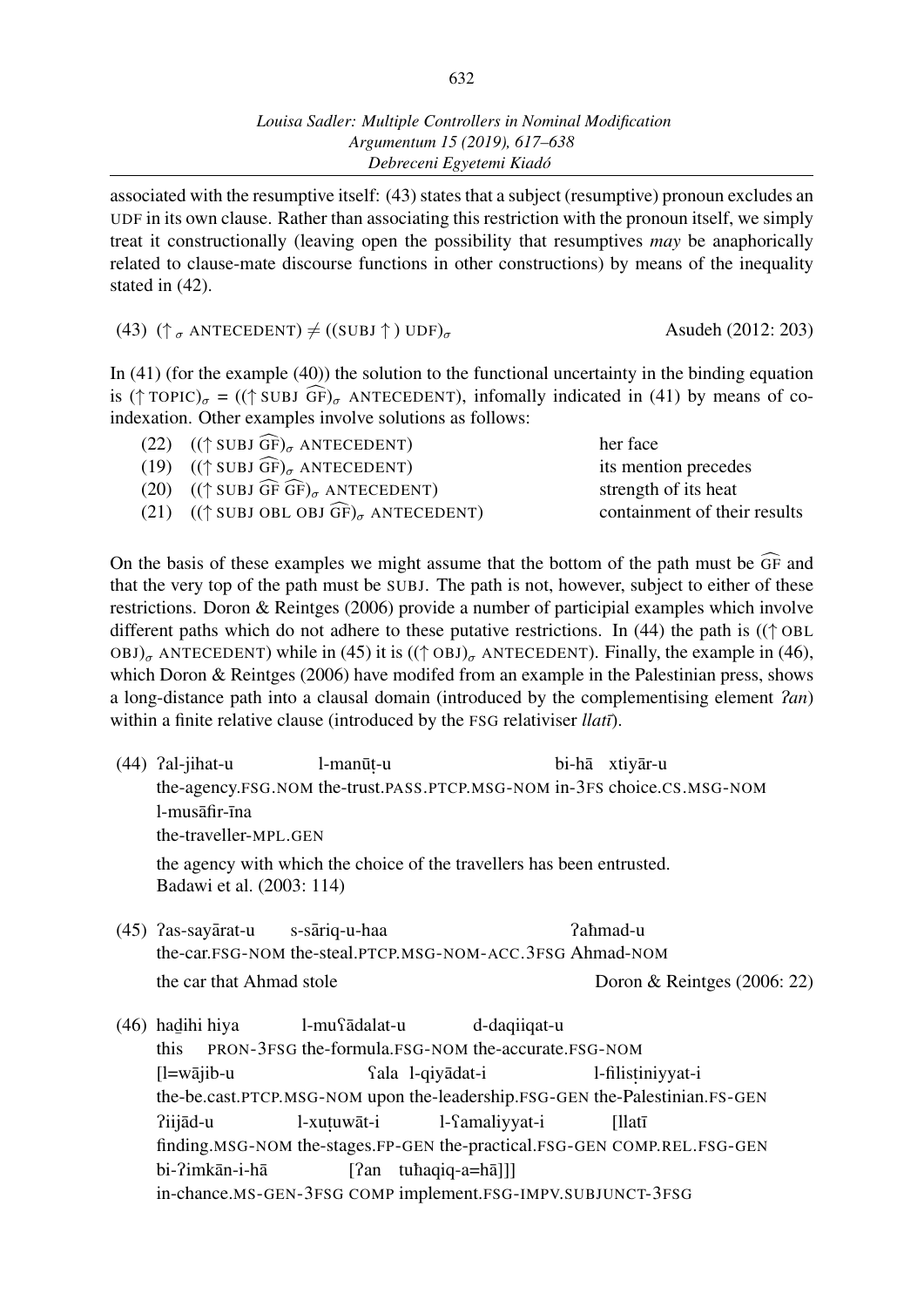associated with the resumptive itself: (43) states that a subject (resumptive) pronoun excludes an UDF in its own clause. Rather than associating this restriction with the pronoun itself, we simply treat it constructionally (leaving open the possibility that resumptives *may* be anaphorically related to clause-mate discourse functions in other constructions) by means of the inequality stated in (42).

(43) $(\uparrow_{\sigma}$ ANTECEDENT$) \neq ((\text{SUBJ} \uparrow)$ UDF$)_{\sigma}$ — Asudeh (2012: 203)

In (41) (for the example (40)) the solution to the functional uncertainty in the binding equation is $(\uparrow \text{TOPIC})_{\sigma} = ((\uparrow \text{SUBJ } \widehat{\text{GF}})_{\sigma}$ ANTECEDENT), infomally indicated in (41) by means of co-indexation. Other examples involve solutions as follows:

| | | |
|---|---|---|
| (22) | $((\uparrow \text{SUBJ } \widehat{\text{GF}})_{\sigma}$ ANTECEDENT) | her face |
| (19) | $((\uparrow \text{SUBJ } \widehat{\text{GF}})_{\sigma}$ ANTECEDENT) | its mention precedes |
| (20) | $((\uparrow \text{SUBJ } \widehat{\text{GF}}\ \widehat{\text{GF}})_{\sigma}$ ANTECEDENT) | strength of its heat |
| (21) | $((\uparrow \text{SUBJ OBL OBJ } \widehat{\text{GF}})_{\sigma}$ ANTECEDENT) | containment of their results |

On the basis of these examples we might assume that the bottom of the path must be $\widehat{\text{GF}}$ and that the very top of the path must be SUBJ. The path is not, however, subject to either of these restrictions. Doron & Reintges (2006) provide a number of participial examples which involve different paths which do not adhere to these putative restrictions. In (44) the path is $((\uparrow \text{OBL OBJ})_{\sigma}$ ANTECEDENT) while in (45) it is $((\uparrow \text{OBJ})_{\sigma}$ ANTECEDENT). Finally, the example in (46), which Doron & Reintges (2006) have modifed from an example in the Palestinian press, shows a long-distance path into a clausal domain (introduced by the complementising element *ʔan*) within a finite relative clause (introduced by the FSG relativiser *llatī*).

(44) ʔal-jihat-u l-manūṭ-u bi-hā xtiyār-u
the-agency.FSG.NOM the-trust.PASS.PTCP.MSG-NOM in-3FS choice.CS.MSG-NOM
l-musāfir-īna
the-traveller-MPL.GEN
the agency with which the choice of the travellers has been entrusted.
Badawi et al. (2003: 114)

(45) ʔas-sayārat-u s-sāriq-u-haa ʔaħmad-u
the-car.FSG-NOM the-steal.PTCP.MSG-NOM-ACC.3FSG Ahmad-NOM
the car that Ahmad stole — Doron & Reintges (2006: 22)

(46) haḏihi hiya l-muʕādalat-u d-daqiiqat-u
this PRON-3FSG the-formula.FSG-NOM the-accurate.FSG-NOM
[l=wājib-u ʕala l-qiyādat-i l-filisṭiniyyat-i
the-be.cast.PTCP.MSG-NOM upon the-leadership.FSG-GEN the-Palestinian.FS-GEN
ʔiijād-u l-xuṭuwāt-i l-ʕamaliyyat-i [llatī
finding.MSG-NOM the-stages.FP-GEN the-practical.FSG-GEN COMP.REL.FSG-GEN
bi-ʔimkān-i-hā [ʔan tuħaqiq-a=hā]]]
in-chance.MS-GEN-3FSG COMP implement.FSG-IMPV.SUBJUNCT-3FSG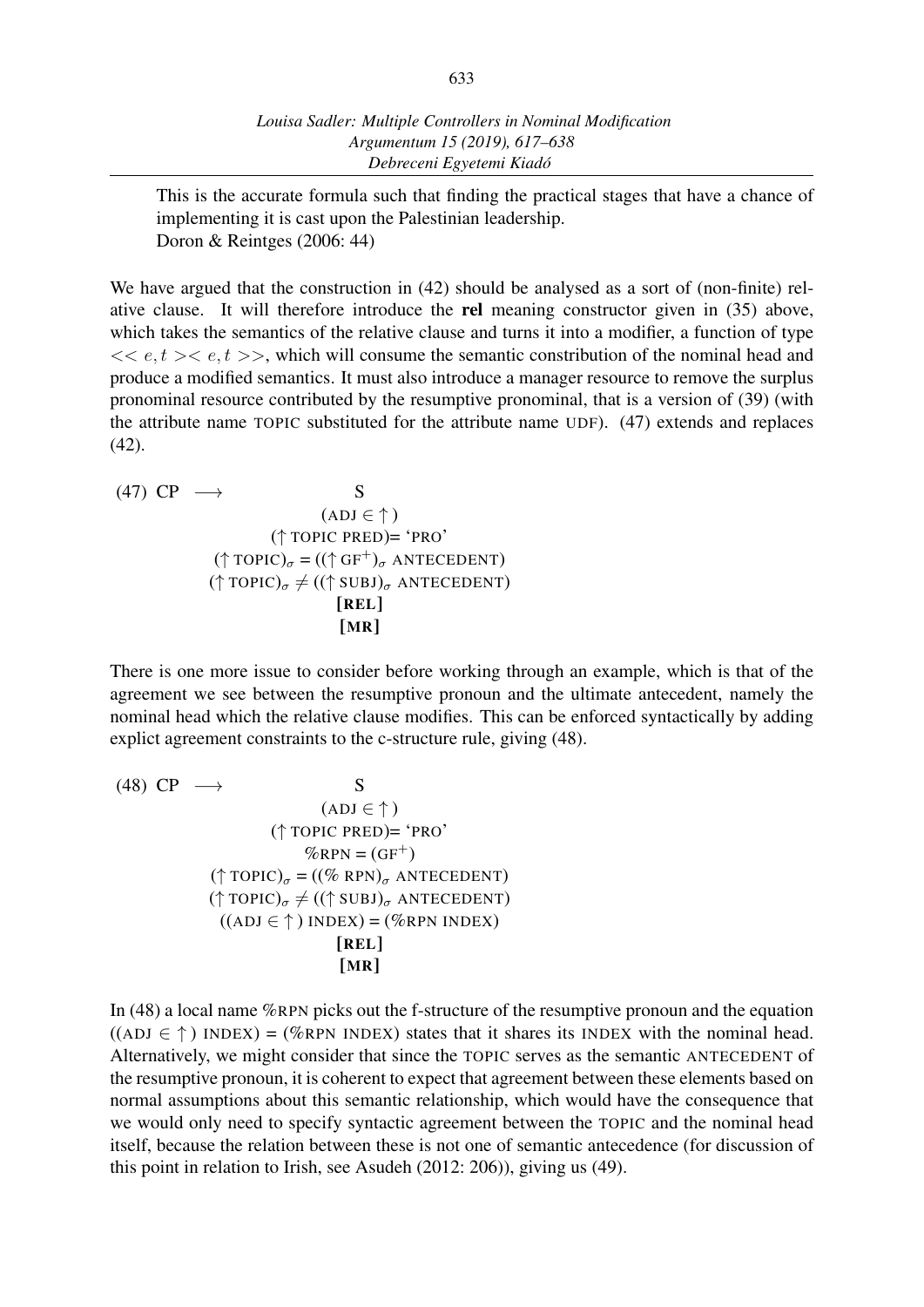This is the accurate formula such that finding the practical stages that have a chance of implementing it is cast upon the Palestinian leadership.
Doron & Reintges (2006: 44)

We have argued that the construction in (42) should be analysed as a sort of (non-finite) relative clause. It will therefore introduce the **rel** meaning constructor given in (35) above, which takes the semantics of the relative clause and turns it into a modifier, a function of type $<< e, t >< e, t >>$, which will consume the semantic constribution of the nominal head and produce a modified semantics. It must also introduce a manager resource to remove the surplus pronominal resource contributed by the resumptive pronominal, that is a version of (39) (with the attribute name TOPIC substituted for the attribute name UDF). (47) extends and replaces (42).

(47) CP $\longrightarrow$ S
$(\text{ADJ} \in \uparrow)$
$(\uparrow \text{TOPIC PRED})$= 'PRO'
$(\uparrow \text{TOPIC})_\sigma = ((\uparrow \text{GF}^+)_\sigma \text{ ANTECEDENT})$
$(\uparrow \text{TOPIC})_\sigma \neq ((\uparrow \text{SUBJ})_\sigma \text{ ANTECEDENT})$
**[REL]**
**[MR]**

There is one more issue to consider before working through an example, which is that of the agreement we see between the resumptive pronoun and the ultimate antecedent, namely the nominal head which the relative clause modifies. This can be enforced syntactically by adding explict agreement constraints to the c-structure rule, giving (48).

(48) CP $\longrightarrow$ S
$(\text{ADJ} \in \uparrow)$
$(\uparrow \text{TOPIC PRED})$= 'PRO'
$\%\text{RPN} = (\text{GF}^+)$
$(\uparrow \text{TOPIC})_\sigma = ((\% \text{ RPN})_\sigma \text{ ANTECEDENT})$
$(\uparrow \text{TOPIC})_\sigma \neq ((\uparrow \text{SUBJ})_\sigma \text{ ANTECEDENT})$
$((\text{ADJ} \in \uparrow) \text{ INDEX}) = (\%\text{RPN INDEX})$
**[REL]**
**[MR]**

In (48) a local name %RPN picks out the f-structure of the resumptive pronoun and the equation $((\text{ADJ} \in \uparrow) \text{ INDEX}) = (\%\text{RPN INDEX})$ states that it shares its INDEX with the nominal head. Alternatively, we might consider that since the TOPIC serves as the semantic ANTECEDENT of the resumptive pronoun, it is coherent to expect that agreement between these elements based on normal assumptions about this semantic relationship, which would have the consequence that we would only need to specify syntactic agreement between the TOPIC and the nominal head itself, because the relation between these is not one of semantic antecedence (for discussion of this point in relation to Irish, see Asudeh (2012: 206)), giving us (49).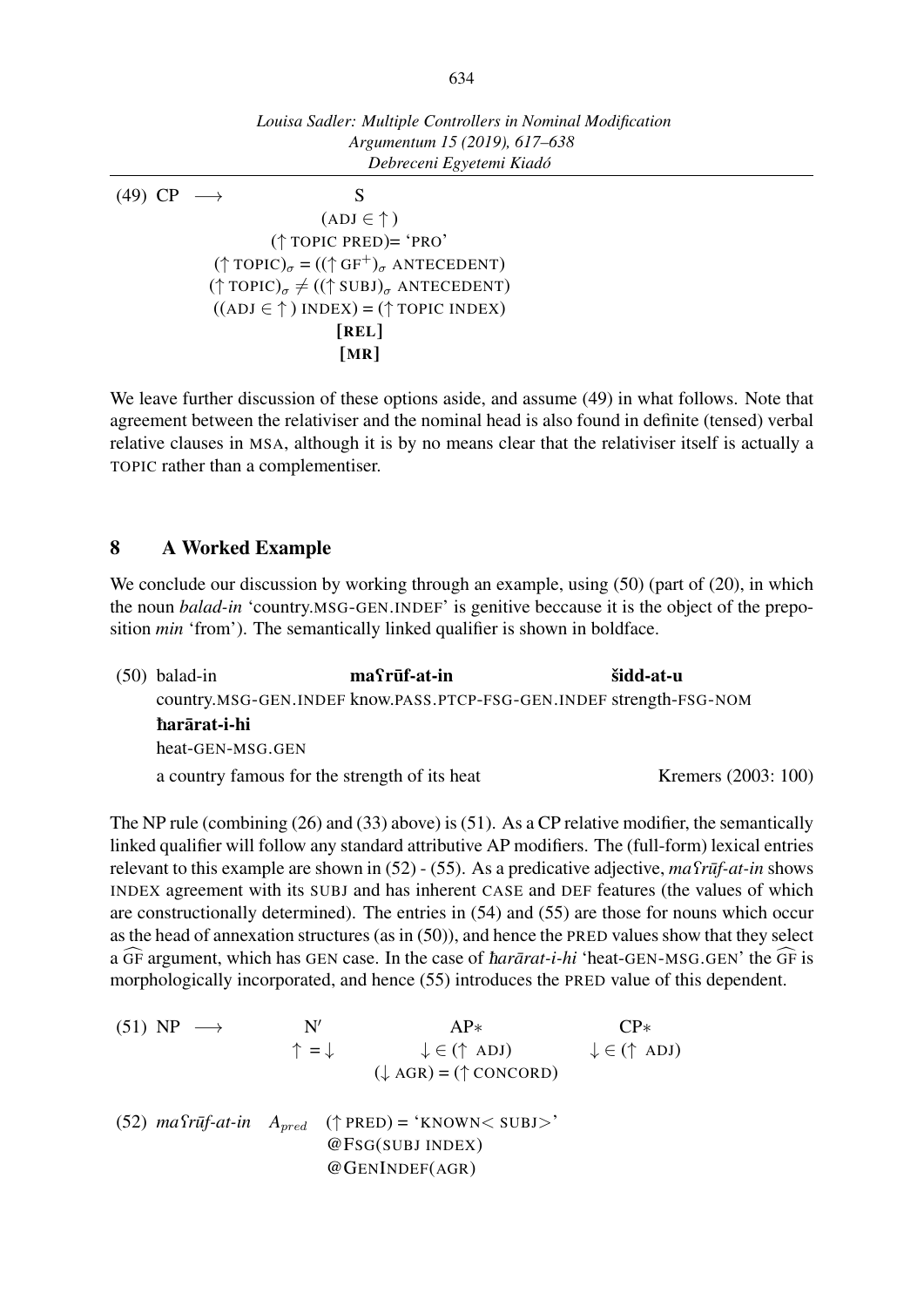(49) CP ⟶ S
(ADJ ∈ ↑ )
(↑ TOPIC PRED)= 'PRO'
$(\uparrow \text{TOPIC})_\sigma = ((\uparrow \text{GF}^+)_\sigma \text{ ANTECEDENT})$
$(\uparrow \text{TOPIC})_\sigma \neq ((\uparrow \text{SUBJ})_\sigma \text{ ANTECEDENT})$
((ADJ ∈ ↑ ) INDEX) = (↑ TOPIC INDEX)
[REL]
[MR]

We leave further discussion of these options aside, and assume (49) in what follows. Note that agreement between the relativiser and the nominal head is also found in definite (tensed) verbal relative clauses in MSA, although it is by no means clear that the relativiser itself is actually a TOPIC rather than a complementiser.

## 8 A Worked Example

We conclude our discussion by working through an example, using (50) (part of (20), in which the noun *balad-in* 'country.MSG-GEN.INDEF' is genitive beccause it is the object of the preposition *min* 'from'). The semantically linked qualifier is shown in boldface.

(50) balad-in **maʕrūf-at-in** **šidd-at-u**
country.MSG-GEN.INDEF know.PASS.PTCP-FSG-GEN.INDEF strength-FSG-NOM
**ħarārat-i-hi**
heat-GEN-MSG.GEN
a country famous for the strength of its heat — Kremers (2003: 100)

The NP rule (combining (26) and (33) above) is (51). As a CP relative modifier, the semantically linked qualifier will follow any standard attributive AP modifiers. The (full-form) lexical entries relevant to this example are shown in (52) - (55). As a predicative adjective, *maʕrūf-at-in* shows INDEX agreement with its SUBJ and has inherent CASE and DEF features (the values of which are constructionally determined). The entries in (54) and (55) are those for nouns which occur as the head of annexation structures (as in (50)), and hence the PRED values show that they select a $\widehat{\text{GF}}$ argument, which has GEN case. In the case of *ħarārat-i-hi* 'heat-GEN-MSG.GEN' the $\widehat{\text{GF}}$ is morphologically incorporated, and hence (55) introduces the PRED value of this dependent.

(51) NP ⟶ N′ AP∗ CP∗
↑ = ↓ ↓ ∈ (↑ ADJ) ↓ ∈ (↑ ADJ)
(↓ AGR) = (↑ CONCORD)

(52) *maʕrūf-at-in* $A_{pred}$ (↑ PRED) = 'KNOWN< SUBJ>'
@FSG(SUBJ INDEX)
@GENINDEF(AGR)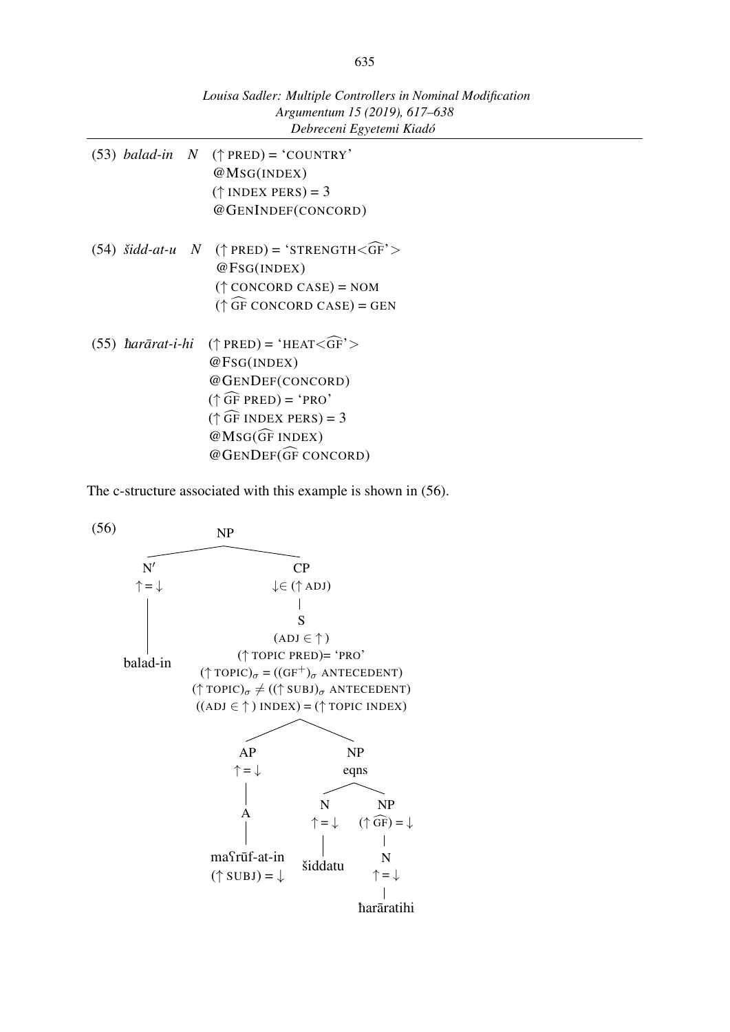(53) *balad-in* &nbsp; *N* &nbsp; ($\uparrow$ PRED) = 'COUNTRY'
@MSG(INDEX)
($\uparrow$ INDEX PERS) = 3
@GENINDEF(CONCORD)

(54) *šidd-at-u* &nbsp; *N* &nbsp; ($\uparrow$ PRED) = 'STRENGTH$<\widehat{\text{GF}}$'$>$
@FSG(INDEX)
($\uparrow$ CONCORD CASE) = NOM
($\uparrow$ $\widehat{\text{GF}}$ CONCORD CASE) = GEN

(55) *ħarārat-i-hi* &nbsp; ($\uparrow$ PRED) = 'HEAT$<\widehat{\text{GF}}$'$>$
@FSG(INDEX)
@GENDEF(CONCORD)
($\uparrow$ $\widehat{\text{GF}}$ PRED) = 'PRO'
($\uparrow$ $\widehat{\text{GF}}$ INDEX PERS) = 3
@MSG($\widehat{\text{GF}}$ INDEX)
@GENDEF($\widehat{\text{GF}}$ CONCORD)

The c-structure associated with this example is shown in (56).

(56)

```
NP
├── N′  (↑=↓)
│   └── balad-in
└── CP  (↓∈(↑ ADJ))
    └── S
        (ADJ ∈ ↑)
        (↑ TOPIC PRED)= 'PRO'
        (↑ TOPIC)σ = ((GF+)σ ANTECEDENT)
        (↑ TOPIC)σ ≠ ((↑ SUBJ)σ ANTECEDENT)
        ((ADJ ∈ ↑) INDEX) = (↑ TOPIC INDEX)
        ├── AP  (↑=↓)
        │   └── A
        │       └── maʕrūf-at-in
        │           (↑ SUBJ) = ↓
        └── NP  eqns
            ├── N  (↑=↓)
            │   └── šiddatu
            └── NP  ((↑ GF^) = ↓)
                └── N  (↑=↓)
                    └── ħarāratihi
```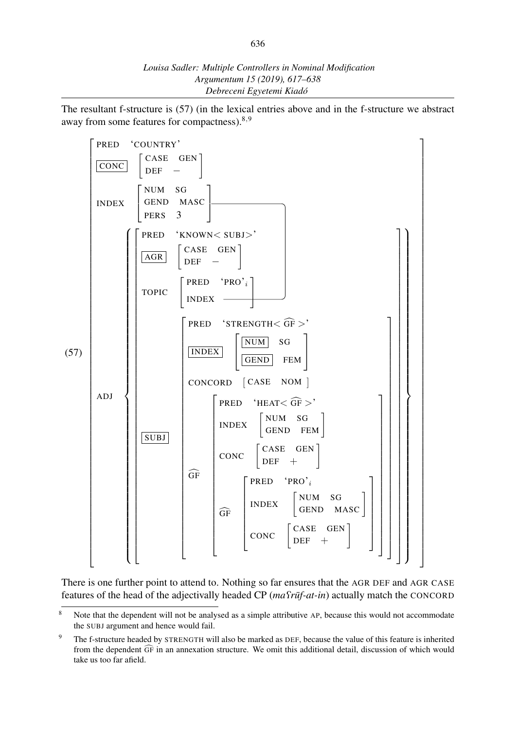The resultant f-structure is (57) (in the lexical entries above and in the f-structure we abstract away from some features for compactness).[8,9]

(57)

```
[ PRED    'COUNTRY'
  [CONC]  [ CASE  GEN
            DEF   −   ]
  INDEX   [ NUM   SG
            GEND  MASC
            PERS  3    ]  ─────────────────────────────┐
  ADJ   { [ PRED   'KNOWN< SUBJ>'                      │
            [AGR]  [ CASE  GEN                         │
                     DEF   −   ]                       │
            TOPIC  [ PRED   'PRO'_i                    │
                     INDEX  ───────────────────────────┘ ]
            [SUBJ] [ PRED      'STRENGTH< GF^ >'
                     [INDEX]   [ [NUM]   SG
                                 [GEND]  FEM ]
                     CONCORD   [ CASE  NOM ]
                     GF^       [ PRED   'HEAT< GF^ >'
                                 INDEX  [ NUM   SG
                                          GEND  FEM ]
                                 CONC   [ CASE  GEN
                                          DEF   +   ]
                                 GF^    [ PRED   'PRO'_i
                                          INDEX  [ NUM   SG
                                                   GEND  MASC ]
                                          CONC   [ CASE  GEN
                                                   DEF   +   ] ] ] ] ] } ]
```

There is one further point to attend to. Nothing so far ensures that the AGR DEF and AGR CASE features of the head of the adjectivally headed CP (*maʕrūf-at-in*) actually match the CONCORD

[8] Note that the dependent will not be analysed as a simple attributive AP, because this would not accommodate the SUBJ argument and hence would fail.

[9] The f-structure headed by STRENGTH will also be marked as DEF, because the value of this feature is inherited from the dependent $\widehat{\text{GF}}$ in an annexation structure. We omit this additional detail, discussion of which would take us too far afield.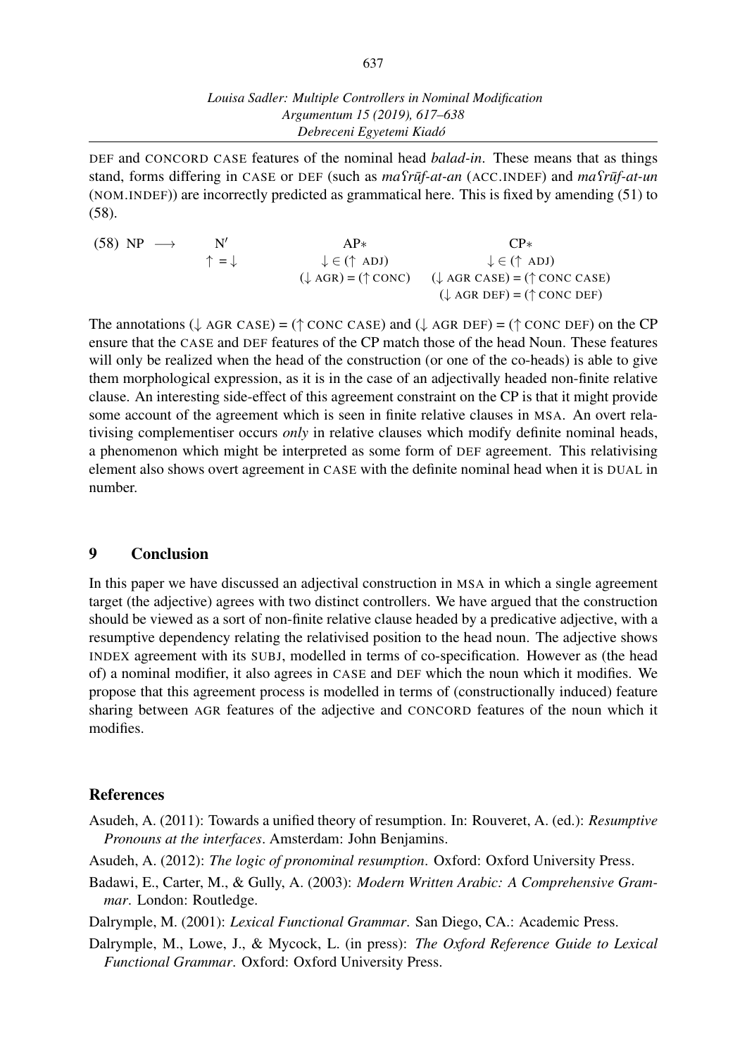DEF and CONCORD CASE features of the nominal head *balad-in*. These means that as things stand, forms differing in CASE or DEF (such as *maʕrūf-at-an* (ACC.INDEF) and *maʕrūf-at-un* (NOM.INDEF)) are incorrectly predicted as grammatical here. This is fixed by amending (51) to (58).

(58) NP $\longrightarrow$

| | N′ | AP∗ | CP∗ |
|---|---|---|---|
| | $\uparrow = \downarrow$ | $\downarrow \in (\uparrow$ ADJ) | $\downarrow \in (\uparrow$ ADJ) |
| | | $(\downarrow$ AGR) = $(\uparrow$ CONC) | $(\downarrow$ AGR CASE) = $(\uparrow$ CONC CASE) |
| | | | $(\downarrow$ AGR DEF) = $(\uparrow$ CONC DEF) |

The annotations ($\downarrow$ AGR CASE) = ($\uparrow$ CONC CASE) and ($\downarrow$ AGR DEF) = ($\uparrow$ CONC DEF) on the CP ensure that the CASE and DEF features of the CP match those of the head Noun. These features will only be realized when the head of the construction (or one of the co-heads) is able to give them morphological expression, as it is in the case of an adjectivally headed non-finite relative clause. An interesting side-effect of this agreement constraint on the CP is that it might provide some account of the agreement which is seen in finite relative clauses in MSA. An overt relativising complementiser occurs *only* in relative clauses which modify definite nominal heads, a phenomenon which might be interpreted as some form of DEF agreement. This relativising element also shows overt agreement in CASE with the definite nominal head when it is DUAL in number.

## 9 Conclusion

In this paper we have discussed an adjectival construction in MSA in which a single agreement target (the adjective) agrees with two distinct controllers. We have argued that the construction should be viewed as a sort of non-finite relative clause headed by a predicative adjective, with a resumptive dependency relating the relativised position to the head noun. The adjective shows INDEX agreement with its SUBJ, modelled in terms of co-specification. However as (the head of) a nominal modifier, it also agrees in CASE and DEF which the noun which it modifies. We propose that this agreement process is modelled in terms of (constructionally induced) feature sharing between AGR features of the adjective and CONCORD features of the noun which it modifies.

## References

Asudeh, A. (2011): Towards a unified theory of resumption. In: Rouveret, A. (ed.): *Resumptive Pronouns at the interfaces*. Amsterdam: John Benjamins.

Asudeh, A. (2012): *The logic of pronominal resumption*. Oxford: Oxford University Press.

Badawi, E., Carter, M., & Gully, A. (2003): *Modern Written Arabic: A Comprehensive Grammar*. London: Routledge.

Dalrymple, M. (2001): *Lexical Functional Grammar*. San Diego, CA.: Academic Press.

Dalrymple, M., Lowe, J., & Mycock, L. (in press): *The Oxford Reference Guide to Lexical Functional Grammar*. Oxford: Oxford University Press.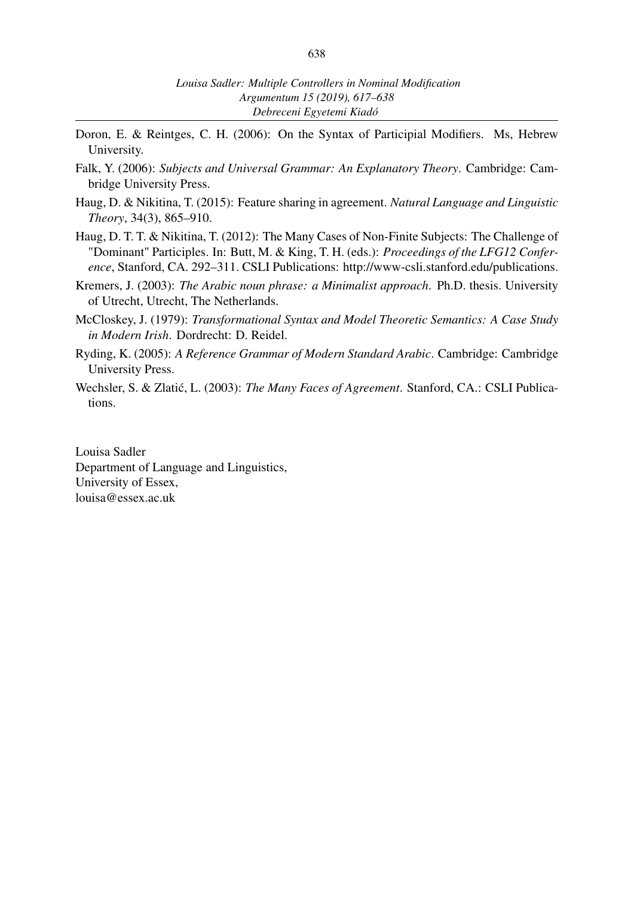Doron, E. & Reintges, C. H. (2006): On the Syntax of Participial Modifiers. Ms, Hebrew University.

Falk, Y. (2006): *Subjects and Universal Grammar: An Explanatory Theory*. Cambridge: Cambridge University Press.

Haug, D. & Nikitina, T. (2015): Feature sharing in agreement. *Natural Language and Linguistic Theory*, 34(3), 865–910.

Haug, D. T. T. & Nikitina, T. (2012): The Many Cases of Non-Finite Subjects: The Challenge of "Dominant" Participles. In: Butt, M. & King, T. H. (eds.): *Proceedings of the LFG12 Conference*, Stanford, CA. 292–311. CSLI Publications: http://www-csli.stanford.edu/publications.

Kremers, J. (2003): *The Arabic noun phrase: a Minimalist approach*. Ph.D. thesis. University of Utrecht, Utrecht, The Netherlands.

McCloskey, J. (1979): *Transformational Syntax and Model Theoretic Semantics: A Case Study in Modern Irish*. Dordrecht: D. Reidel.

Ryding, K. (2005): *A Reference Grammar of Modern Standard Arabic*. Cambridge: Cambridge University Press.

Wechsler, S. & Zlatić, L. (2003): *The Many Faces of Agreement*. Stanford, CA.: CSLI Publications.

Louisa Sadler
Department of Language and Linguistics,
University of Essex,
louisa@essex.ac.uk